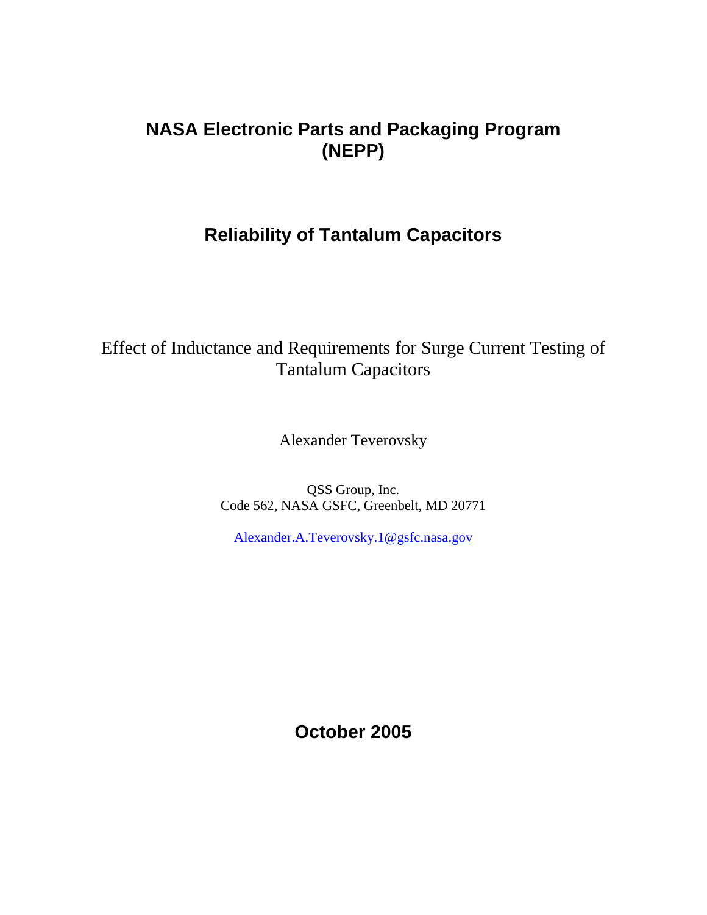# NASA Electronic Parts and Packaging Program (NEPP)

## Reliability of Tantalum Capacitors

Effect of Inductance and Requirements for Surge Current Testing of Tantalum Capacitors

Alexander Teverovsky

QSS Group, Inc.
Code 562, NASA GSFC, Greenbelt, MD 20771

Alexander.A.Teverovsky.1@gsfc.nasa.gov

**October 2005**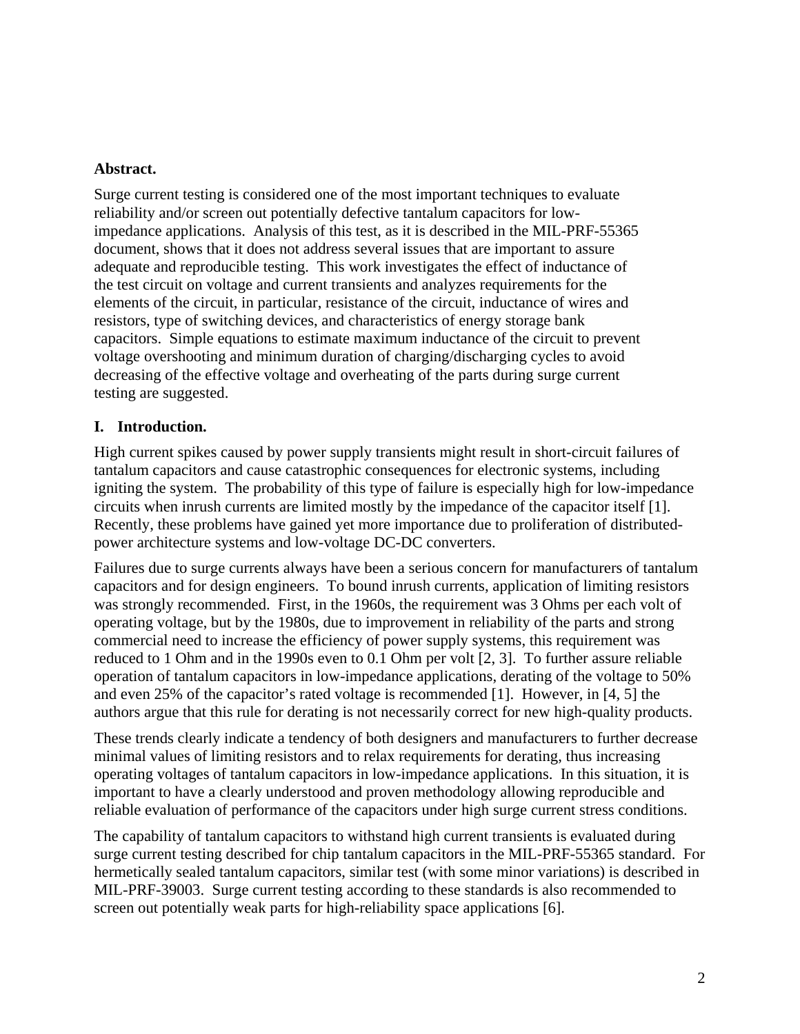**Abstract.**

Surge current testing is considered one of the most important techniques to evaluate reliability and/or screen out potentially defective tantalum capacitors for low-impedance applications. Analysis of this test, as it is described in the MIL-PRF-55365 document, shows that it does not address several issues that are important to assure adequate and reproducible testing. This work investigates the effect of inductance of the test circuit on voltage and current transients and analyzes requirements for the elements of the circuit, in particular, resistance of the circuit, inductance of wires and resistors, type of switching devices, and characteristics of energy storage bank capacitors. Simple equations to estimate maximum inductance of the circuit to prevent voltage overshooting and minimum duration of charging/discharging cycles to avoid decreasing of the effective voltage and overheating of the parts during surge current testing are suggested.

## I. Introduction.

High current spikes caused by power supply transients might result in short-circuit failures of tantalum capacitors and cause catastrophic consequences for electronic systems, including igniting the system. The probability of this type of failure is especially high for low-impedance circuits when inrush currents are limited mostly by the impedance of the capacitor itself [1]. Recently, these problems have gained yet more importance due to proliferation of distributed-power architecture systems and low-voltage DC-DC converters.

Failures due to surge currents always have been a serious concern for manufacturers of tantalum capacitors and for design engineers. To bound inrush currents, application of limiting resistors was strongly recommended. First, in the 1960s, the requirement was 3 Ohms per each volt of operating voltage, but by the 1980s, due to improvement in reliability of the parts and strong commercial need to increase the efficiency of power supply systems, this requirement was reduced to 1 Ohm and in the 1990s even to 0.1 Ohm per volt [2, 3]. To further assure reliable operation of tantalum capacitors in low-impedance applications, derating of the voltage to 50% and even 25% of the capacitor's rated voltage is recommended [1]. However, in [4, 5] the authors argue that this rule for derating is not necessarily correct for new high-quality products.

These trends clearly indicate a tendency of both designers and manufacturers to further decrease minimal values of limiting resistors and to relax requirements for derating, thus increasing operating voltages of tantalum capacitors in low-impedance applications. In this situation, it is important to have a clearly understood and proven methodology allowing reproducible and reliable evaluation of performance of the capacitors under high surge current stress conditions.

The capability of tantalum capacitors to withstand high current transients is evaluated during surge current testing described for chip tantalum capacitors in the MIL-PRF-55365 standard. For hermetically sealed tantalum capacitors, similar test (with some minor variations) is described in MIL-PRF-39003. Surge current testing according to these standards is also recommended to screen out potentially weak parts for high-reliability space applications [6].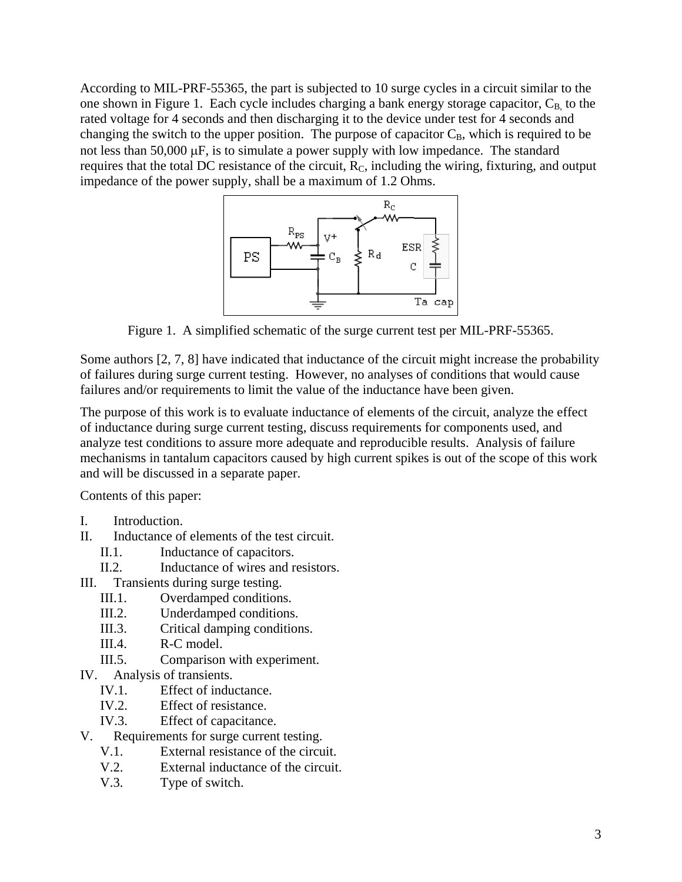According to MIL-PRF-55365, the part is subjected to 10 surge cycles in a circuit similar to the one shown in Figure 1. Each cycle includes charging a bank energy storage capacitor, $C_B$, to the rated voltage for 4 seconds and then discharging it to the device under test for 4 seconds and changing the switch to the upper position. The purpose of capacitor $C_B$, which is required to be not less than 50,000 μF, is to simulate a power supply with low impedance. The standard requires that the total DC resistance of the circuit, $R_C$, including the wiring, fixturing, and output impedance of the power supply, shall be a maximum of 1.2 Ohms.

Figure 1. A simplified schematic of the surge current test per MIL-PRF-55365.

Some authors [2, 7, 8] have indicated that inductance of the circuit might increase the probability of failures during surge current testing. However, no analyses of conditions that would cause failures and/or requirements to limit the value of the inductance have been given.

The purpose of this work is to evaluate inductance of elements of the circuit, analyze the effect of inductance during surge current testing, discuss requirements for components used, and analyze test conditions to assure more adequate and reproducible results. Analysis of failure mechanisms in tantalum capacitors caused by high current spikes is out of the scope of this work and will be discussed in a separate paper.

Contents of this paper:

- I. Introduction.
- II. Inductance of elements of the test circuit.
  - II.1. Inductance of capacitors.
  - II.2. Inductance of wires and resistors.
- III. Transients during surge testing.
  - III.1. Overdamped conditions.
  - III.2. Underdamped conditions.
  - III.3. Critical damping conditions.
  - III.4. R-C model.
  - III.5. Comparison with experiment.
- IV. Analysis of transients.
  - IV.1. Effect of inductance.
  - IV.2. Effect of resistance.
  - IV.3. Effect of capacitance.
- V. Requirements for surge current testing.
  - V.1. External resistance of the circuit.
  - V.2. External inductance of the circuit.
  - V.3. Type of switch.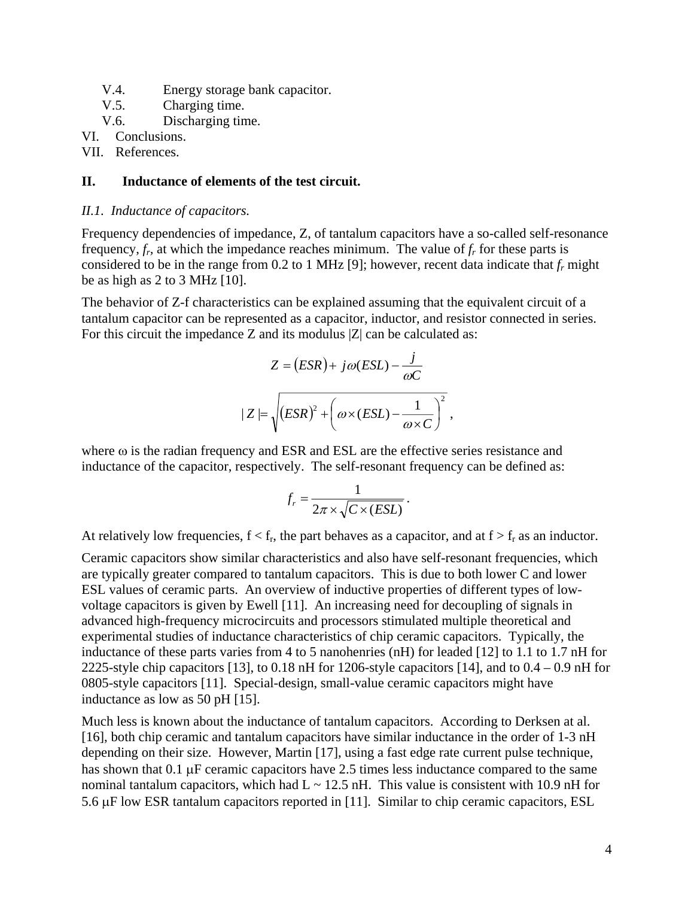- V.4. Energy storage bank capacitor.
- V.5. Charging time.
- V.6. Discharging time.

VI. Conclusions.

VII. References.

## II. Inductance of elements of the test circuit.

### *II.1. Inductance of capacitors.*

Frequency dependencies of impedance, Z, of tantalum capacitors have a so-called self-resonance frequency, $f_r$, at which the impedance reaches minimum. The value of $f_r$ for these parts is considered to be in the range from 0.2 to 1 MHz [9]; however, recent data indicate that $f_r$ might be as high as 2 to 3 MHz [10].

The behavior of Z-f characteristics can be explained assuming that the equivalent circuit of a tantalum capacitor can be represented as a capacitor, inductor, and resistor connected in series. For this circuit the impedance Z and its modulus |Z| can be calculated as:

$$Z = (ESR) + j\omega(ESL) - \frac{j}{\omega C}$$

$$|Z| = \sqrt{(ESR)^2 + \left(\omega \times (ESL) - \frac{1}{\omega \times C}\right)^2},$$

where ω is the radian frequency and ESR and ESL are the effective series resistance and inductance of the capacitor, respectively. The self-resonant frequency can be defined as:

$$f_r = \frac{1}{2\pi \times \sqrt{C \times (ESL)}}.$$

At relatively low frequencies, $f < f_r$, the part behaves as a capacitor, and at $f > f_r$ as an inductor.

Ceramic capacitors show similar characteristics and also have self-resonant frequencies, which are typically greater compared to tantalum capacitors. This is due to both lower C and lower ESL values of ceramic parts. An overview of inductive properties of different types of low-voltage capacitors is given by Ewell [11]. An increasing need for decoupling of signals in advanced high-frequency microcircuits and processors stimulated multiple theoretical and experimental studies of inductance characteristics of chip ceramic capacitors. Typically, the inductance of these parts varies from 4 to 5 nanohenries (nH) for leaded [12] to 1.1 to 1.7 nH for 2225-style chip capacitors [13], to 0.18 nH for 1206-style capacitors [14], and to 0.4 – 0.9 nH for 0805-style capacitors [11]. Special-design, small-value ceramic capacitors might have inductance as low as 50 pH [15].

Much less is known about the inductance of tantalum capacitors. According to Derksen at al. [16], both chip ceramic and tantalum capacitors have similar inductance in the order of 1-3 nH depending on their size. However, Martin [17], using a fast edge rate current pulse technique, has shown that 0.1 μF ceramic capacitors have 2.5 times less inductance compared to the same nominal tantalum capacitors, which had L ~ 12.5 nH. This value is consistent with 10.9 nH for 5.6 μF low ESR tantalum capacitors reported in [11]. Similar to chip ceramic capacitors, ESL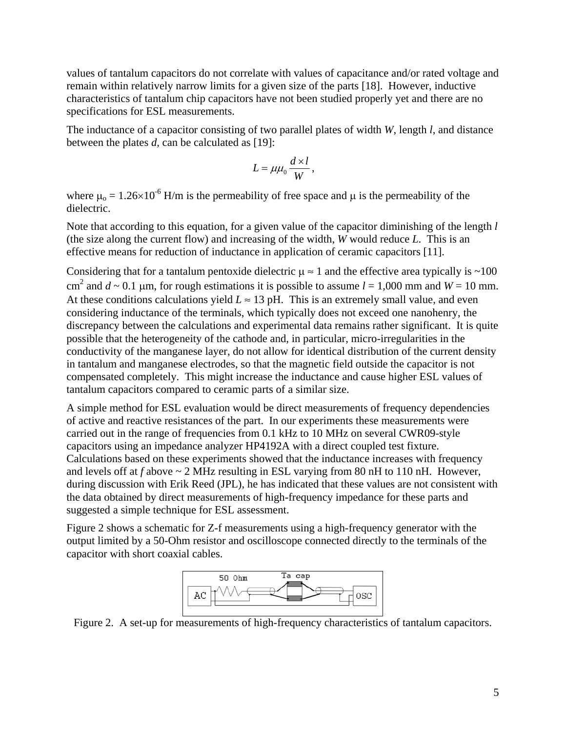values of tantalum capacitors do not correlate with values of capacitance and/or rated voltage and remain within relatively narrow limits for a given size of the parts [18]. However, inductive characteristics of tantalum chip capacitors have not been studied properly yet and there are no specifications for ESL measurements.

The inductance of a capacitor consisting of two parallel plates of width *W*, length *l*, and distance between the plates *d*, can be calculated as [19]:

$$L = \mu\mu_0 \frac{d \times l}{W},$$

where $\mu_o = 1.26\times10^{-6}$ H/m is the permeability of free space and $\mu$ is the permeability of the dielectric.

Note that according to this equation, for a given value of the capacitor diminishing of the length *l* (the size along the current flow) and increasing of the width, *W* would reduce *L*. This is an effective means for reduction of inductance in application of ceramic capacitors [11].

Considering that for a tantalum pentoxide dielectric $\mu \approx 1$ and the effective area typically is ~100 cm$^2$ and $d$ ~ 0.1 $\mu$m, for rough estimations it is possible to assume $l$ = 1,000 mm and $W$ = 10 mm. At these conditions calculations yield $L \approx 13$ pH. This is an extremely small value, and even considering inductance of the terminals, which typically does not exceed one nanohenry, the discrepancy between the calculations and experimental data remains rather significant. It is quite possible that the heterogeneity of the cathode and, in particular, micro-irregularities in the conductivity of the manganese layer, do not allow for identical distribution of the current density in tantalum and manganese electrodes, so that the magnetic field outside the capacitor is not compensated completely. This might increase the inductance and cause higher ESL values of tantalum capacitors compared to ceramic parts of a similar size.

A simple method for ESL evaluation would be direct measurements of frequency dependencies of active and reactive resistances of the part. In our experiments these measurements were carried out in the range of frequencies from 0.1 kHz to 10 MHz on several CWR09-style capacitors using an impedance analyzer HP4192A with a direct coupled test fixture. Calculations based on these experiments showed that the inductance increases with frequency and levels off at *f* above ~ 2 MHz resulting in ESL varying from 80 nH to 110 nH. However, during discussion with Erik Reed (JPL), he has indicated that these values are not consistent with the data obtained by direct measurements of high-frequency impedance for these parts and suggested a simple technique for ESL assessment.

Figure 2 shows a schematic for Z-f measurements using a high-frequency generator with the output limited by a 50-Ohm resistor and oscilloscope connected directly to the terminals of the capacitor with short coaxial cables.

Figure 2. A set-up for measurements of high-frequency characteristics of tantalum capacitors.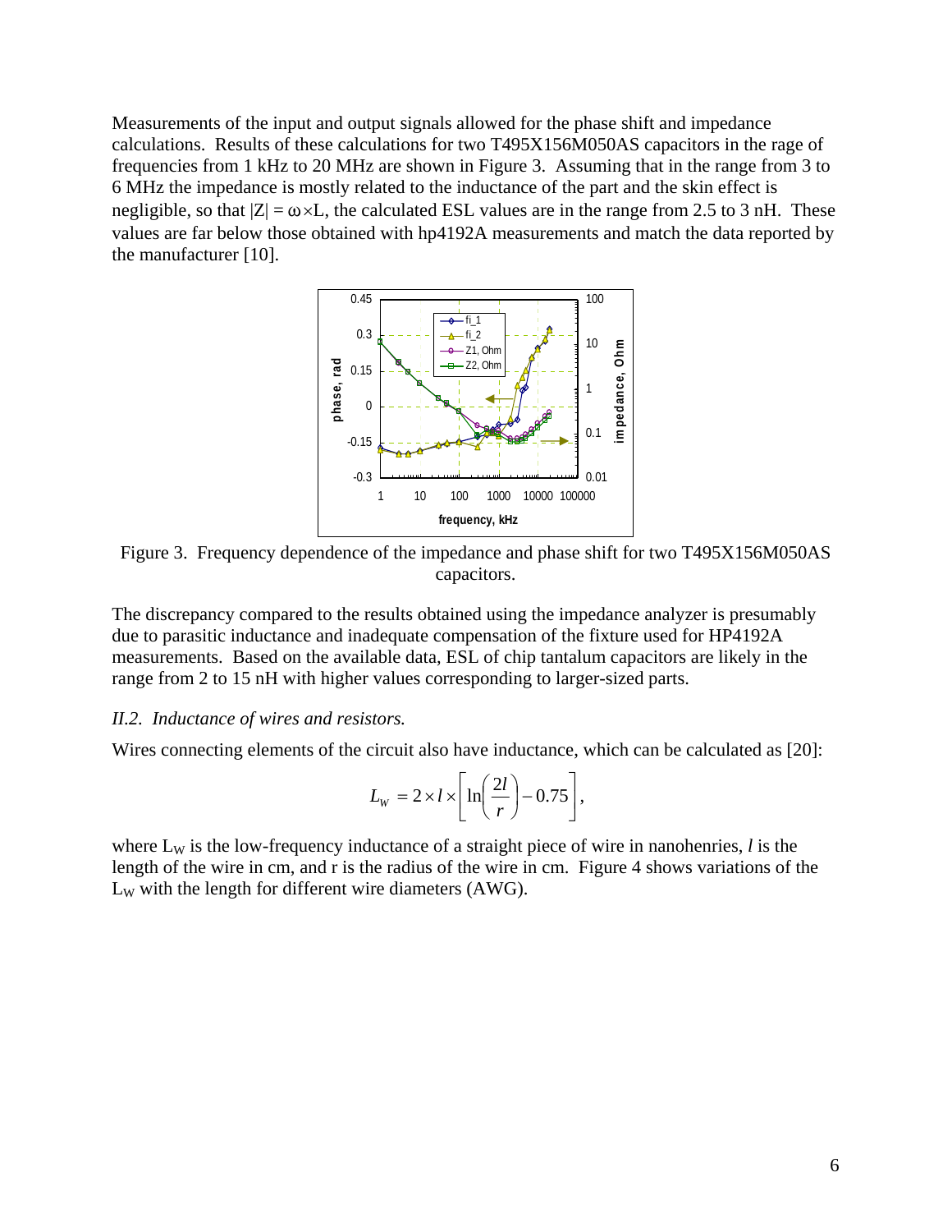Measurements of the input and output signals allowed for the phase shift and impedance calculations. Results of these calculations for two T495X156M050AS capacitors in the rage of frequencies from 1 kHz to 20 MHz are shown in Figure 3. Assuming that in the range from 3 to 6 MHz the impedance is mostly related to the inductance of the part and the skin effect is negligible, so that $|Z| = \omega \times L$, the calculated ESL values are in the range from 2.5 to 3 nH. These values are far below those obtained with hp4192A measurements and match the data reported by the manufacturer [10].

Figure 3. Frequency dependence of the impedance and phase shift for two T495X156M050AS capacitors.

The discrepancy compared to the results obtained using the impedance analyzer is presumably due to parasitic inductance and inadequate compensation of the fixture used for HP4192A measurements. Based on the available data, ESL of chip tantalum capacitors are likely in the range from 2 to 15 nH with higher values corresponding to larger-sized parts.

### *II.2. Inductance of wires and resistors.*

Wires connecting elements of the circuit also have inductance, which can be calculated as [20]:

$$L_W = 2 \times l \times \left[ \ln\left(\frac{2l}{r}\right) - 0.75 \right],$$

where $L_W$ is the low-frequency inductance of a straight piece of wire in nanohenries, *l* is the length of the wire in cm, and r is the radius of the wire in cm. Figure 4 shows variations of the $L_W$ with the length for different wire diameters (AWG).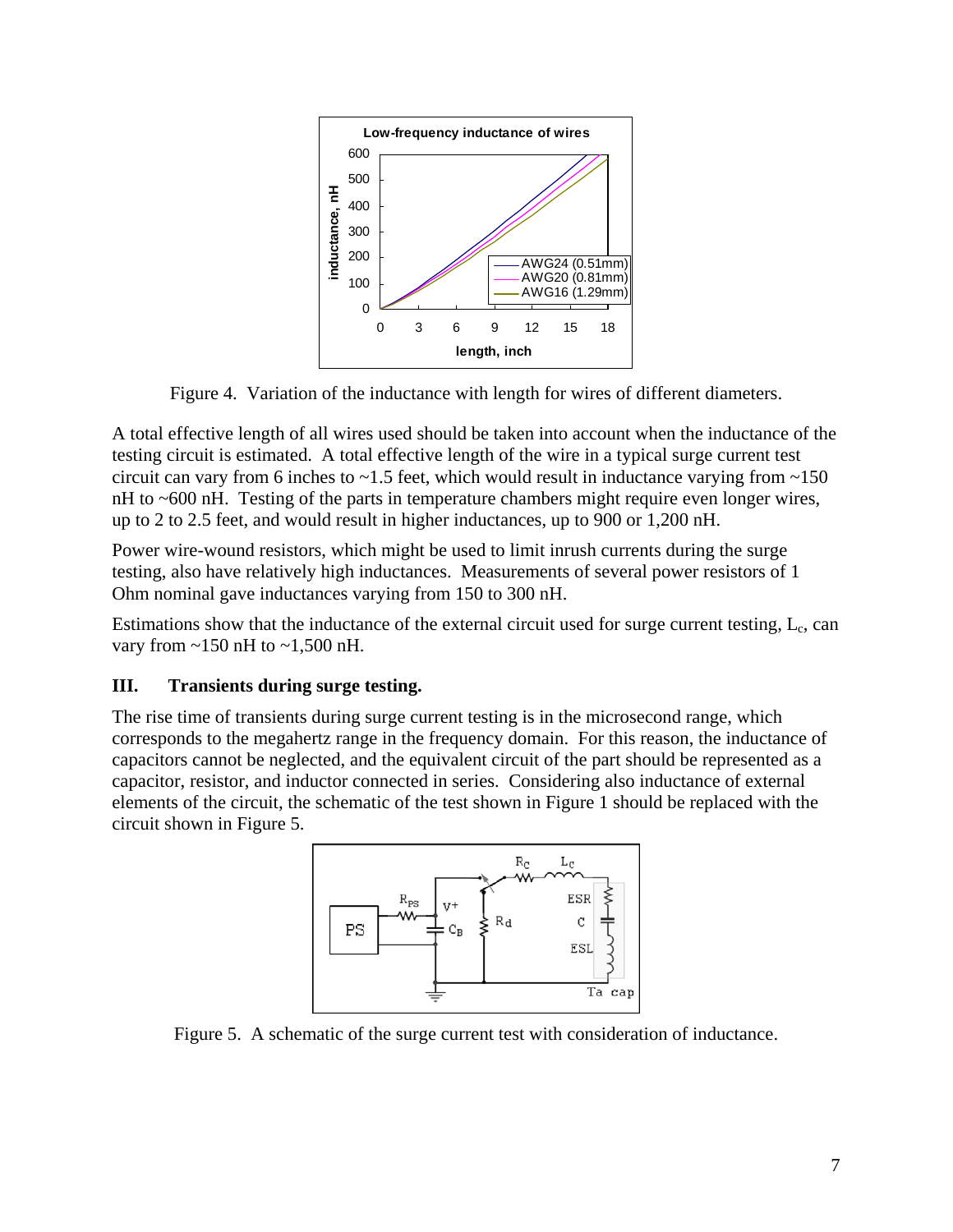Figure 4. Variation of the inductance with length for wires of different diameters.

A total effective length of all wires used should be taken into account when the inductance of the testing circuit is estimated. A total effective length of the wire in a typical surge current test circuit can vary from 6 inches to ~1.5 feet, which would result in inductance varying from ~150 nH to ~600 nH. Testing of the parts in temperature chambers might require even longer wires, up to 2 to 2.5 feet, and would result in higher inductances, up to 900 or 1,200 nH.

Power wire-wound resistors, which might be used to limit inrush currents during the surge testing, also have relatively high inductances. Measurements of several power resistors of 1 Ohm nominal gave inductances varying from 150 to 300 nH.

Estimations show that the inductance of the external circuit used for surge current testing, $L_c$, can vary from ~150 nH to ~1,500 nH.

### III. Transients during surge testing.

The rise time of transients during surge current testing is in the microsecond range, which corresponds to the megahertz range in the frequency domain. For this reason, the inductance of capacitors cannot be neglected, and the equivalent circuit of the part should be represented as a capacitor, resistor, and inductor connected in series. Considering also inductance of external elements of the circuit, the schematic of the test shown in Figure 1 should be replaced with the circuit shown in Figure 5.

Figure 5. A schematic of the surge current test with consideration of inductance.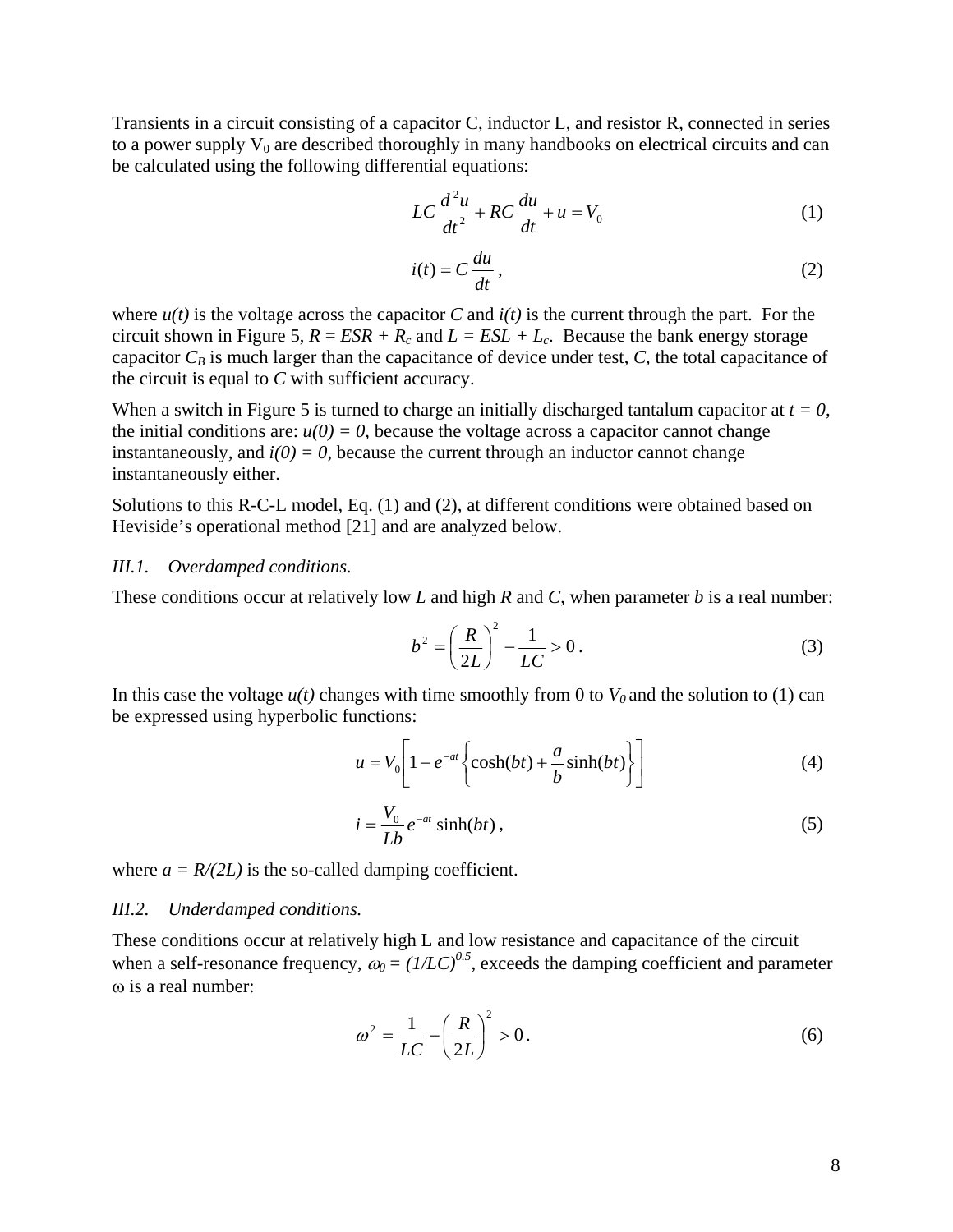Transients in a circuit consisting of a capacitor C, inductor L, and resistor R, connected in series to a power supply $V_0$ are described thoroughly in many handbooks on electrical circuits and can be calculated using the following differential equations:

$$LC\frac{d^2u}{dt^2} + RC\frac{du}{dt} + u = V_0 \tag{1}$$

$$i(t) = C\frac{du}{dt}\,, \tag{2}$$

where $u(t)$ is the voltage across the capacitor $C$ and $i(t)$ is the current through the part. For the circuit shown in Figure 5, $R = ESR + R_c$ and $L = ESL + L_c$. Because the bank energy storage capacitor $C_B$ is much larger than the capacitance of device under test, $C$, the total capacitance of the circuit is equal to $C$ with sufficient accuracy.

When a switch in Figure 5 is turned to charge an initially discharged tantalum capacitor at $t = 0$, the initial conditions are: $u(0) = 0$, because the voltage across a capacitor cannot change instantaneously, and $i(0) = 0$, because the current through an inductor cannot change instantaneously either.

Solutions to this R-C-L model, Eq. (1) and (2), at different conditions were obtained based on Heviside's operational method [21] and are analyzed below.

### *III.1. Overdamped conditions.*

These conditions occur at relatively low $L$ and high $R$ and $C$, when parameter $b$ is a real number:

$$b^2 = \left(\frac{R}{2L}\right)^2 - \frac{1}{LC} > 0\,. \tag{3}$$

In this case the voltage $u(t)$ changes with time smoothly from 0 to $V_0$ and the solution to (1) can be expressed using hyperbolic functions:

$$u = V_0\left[1 - e^{-at}\left\{\cosh(bt) + \frac{a}{b}\sinh(bt)\right\}\right] \tag{4}$$

$$i = \frac{V_0}{Lb}e^{-at}\sinh(bt)\,, \tag{5}$$

where $a = R/(2L)$ is the so-called damping coefficient.

### *III.2. Underdamped conditions.*

These conditions occur at relatively high L and low resistance and capacitance of the circuit when a self-resonance frequency, $\omega_0 = (1/LC)^{0.5}$, exceeds the damping coefficient and parameter $\omega$ is a real number:

$$\omega^2 = \frac{1}{LC} - \left(\frac{R}{2L}\right)^2 > 0\,. \tag{6}$$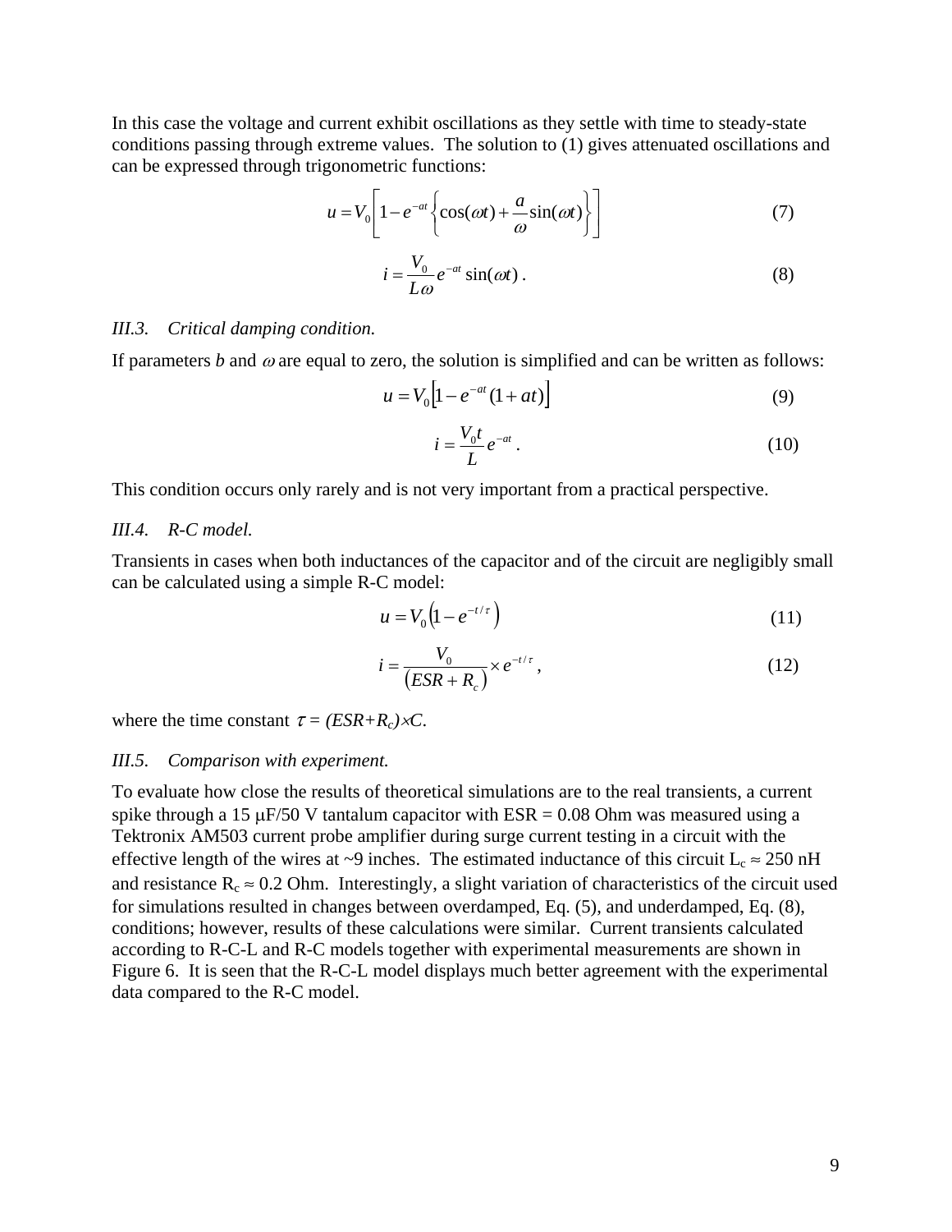In this case the voltage and current exhibit oscillations as they settle with time to steady-state conditions passing through extreme values. The solution to (1) gives attenuated oscillations and can be expressed through trigonometric functions:

$$u = V_0 \left[ 1 - e^{-at} \left\{ \cos(\omega t) + \frac{a}{\omega} \sin(\omega t) \right\} \right] \tag{7}$$

$$i = \frac{V_0}{L\omega} e^{-at} \sin(\omega t) \, . \tag{8}$$

*III.3. Critical damping condition.*

If parameters *b* and $\omega$ are equal to zero, the solution is simplified and can be written as follows:

$$u = V_0 \left[ 1 - e^{-at}(1 + at) \right] \tag{9}$$

$$i = \frac{V_0 t}{L} e^{-at} \, . \tag{10}$$

This condition occurs only rarely and is not very important from a practical perspective.

*III.4. R-C model.*

Transients in cases when both inductances of the capacitor and of the circuit are negligibly small can be calculated using a simple R-C model:

$$u = V_0 \left( 1 - e^{-t/\tau} \right) \tag{11}$$

$$i = \frac{V_0}{\left( ESR + R_c \right)} \times e^{-t/\tau} \, , \tag{12}$$

where the time constant $\tau = (ESR+R_c) \times C$.

*III.5. Comparison with experiment.*

To evaluate how close the results of theoretical simulations are to the real transients, a current spike through a 15 μF/50 V tantalum capacitor with ESR = 0.08 Ohm was measured using a Tektronix AM503 current probe amplifier during surge current testing in a circuit with the effective length of the wires at ~9 inches. The estimated inductance of this circuit $L_c \approx 250$ nH and resistance $R_c \approx 0.2$ Ohm. Interestingly, a slight variation of characteristics of the circuit used for simulations resulted in changes between overdamped, Eq. (5), and underdamped, Eq. (8), conditions; however, results of these calculations were similar. Current transients calculated according to R-C-L and R-C models together with experimental measurements are shown in Figure 6. It is seen that the R-C-L model displays much better agreement with the experimental data compared to the R-C model.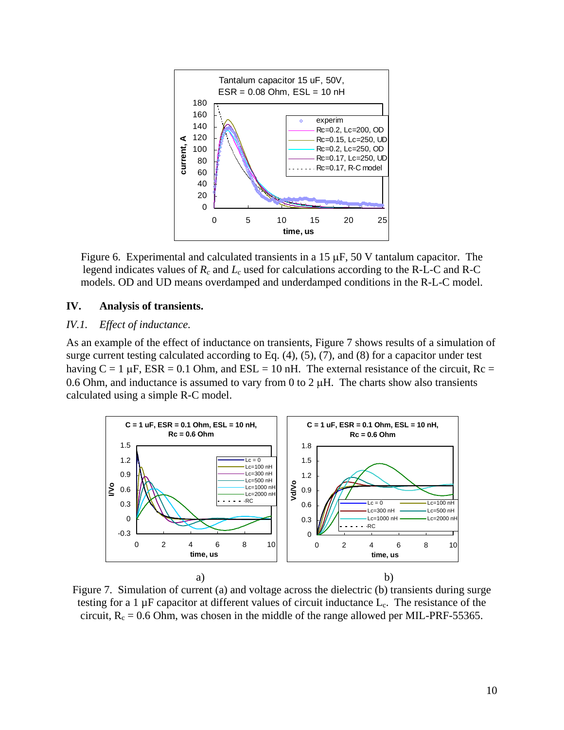Figure 6. Experimental and calculated transients in a 15 μF, 50 V tantalum capacitor. The legend indicates values of $R_c$ and $L_c$ used for calculations according to the R-L-C and R-C models. OD and UD means overdamped and underdamped conditions in the R-L-C model.

## IV. Analysis of transients.

### *IV.1. Effect of inductance.*

As an example of the effect of inductance on transients, Figure 7 shows results of a simulation of surge current testing calculated according to Eq. (4), (5), (7), and (8) for a capacitor under test having C = 1 μF, ESR = 0.1 Ohm, and ESL = 10 nH. The external resistance of the circuit, Rc = 0.6 Ohm, and inductance is assumed to vary from 0 to 2 μH. The charts show also transients calculated using a simple R-C model.

a) b)

Figure 7. Simulation of current (a) and voltage across the dielectric (b) transients during surge testing for a 1 μF capacitor at different values of circuit inductance $L_c$. The resistance of the circuit, $R_c$ = 0.6 Ohm, was chosen in the middle of the range allowed per MIL-PRF-55365.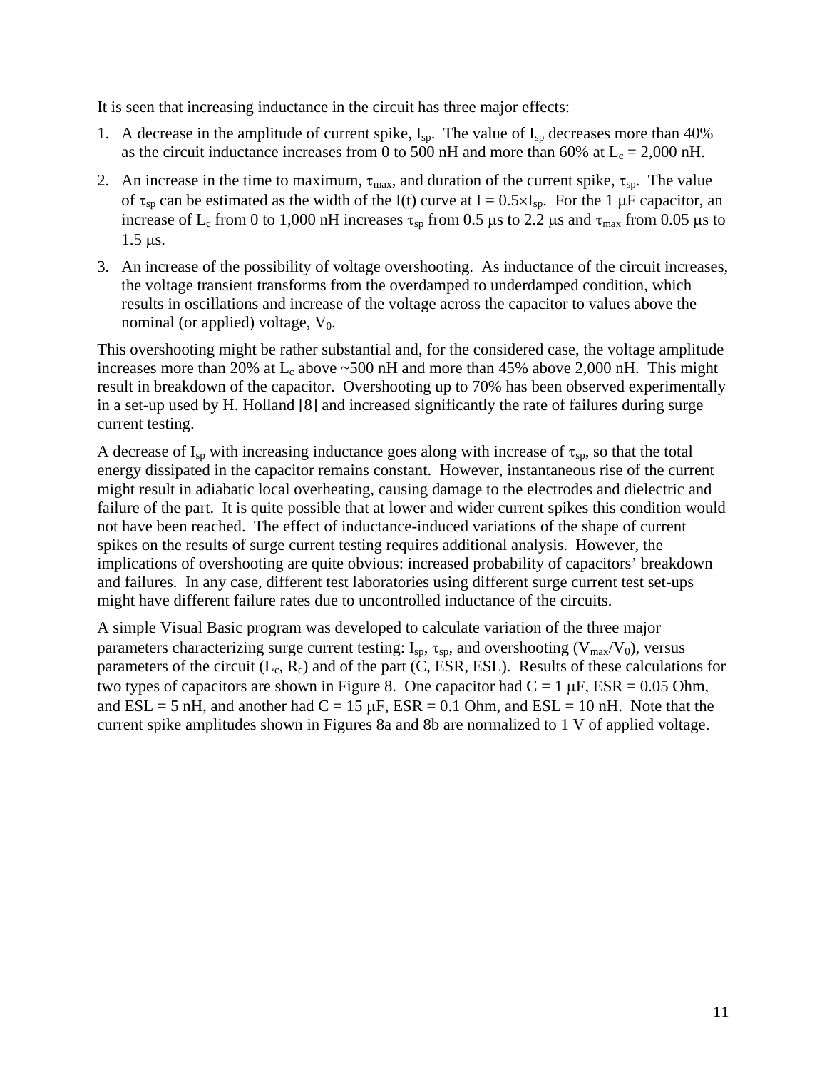It is seen that increasing inductance in the circuit has three major effects:

1. A decrease in the amplitude of current spike, $I_{sp}$. The value of $I_{sp}$ decreases more than 40% as the circuit inductance increases from 0 to 500 nH and more than 60% at $L_c$ = 2,000 nH.
2. An increase in the time to maximum, $\tau_{max}$, and duration of the current spike, $\tau_{sp}$. The value of $\tau_{sp}$ can be estimated as the width of the I(t) curve at $I = 0.5\times I_{sp}$. For the 1 μF capacitor, an increase of $L_c$ from 0 to 1,000 nH increases $\tau_{sp}$ from 0.5 μs to 2.2 μs and $\tau_{max}$ from 0.05 μs to 1.5 μs.
3. An increase of the possibility of voltage overshooting. As inductance of the circuit increases, the voltage transient transforms from the overdamped to underdamped condition, which results in oscillations and increase of the voltage across the capacitor to values above the nominal (or applied) voltage, $V_0$.

This overshooting might be rather substantial and, for the considered case, the voltage amplitude increases more than 20% at $L_c$ above ~500 nH and more than 45% above 2,000 nH. This might result in breakdown of the capacitor. Overshooting up to 70% has been observed experimentally in a set-up used by H. Holland [8] and increased significantly the rate of failures during surge current testing.

A decrease of $I_{sp}$ with increasing inductance goes along with increase of $\tau_{sp}$, so that the total energy dissipated in the capacitor remains constant. However, instantaneous rise of the current might result in adiabatic local overheating, causing damage to the electrodes and dielectric and failure of the part. It is quite possible that at lower and wider current spikes this condition would not have been reached. The effect of inductance-induced variations of the shape of current spikes on the results of surge current testing requires additional analysis. However, the implications of overshooting are quite obvious: increased probability of capacitors' breakdown and failures. In any case, different test laboratories using different surge current test set-ups might have different failure rates due to uncontrolled inductance of the circuits.

A simple Visual Basic program was developed to calculate variation of the three major parameters characterizing surge current testing: $I_{sp}$, $\tau_{sp}$, and overshooting ($V_{max}/V_0$), versus parameters of the circuit ($L_c$, $R_c$) and of the part (C, ESR, ESL). Results of these calculations for two types of capacitors are shown in Figure 8. One capacitor had C = 1 μF, ESR = 0.05 Ohm, and ESL = 5 nH, and another had C = 15 μF, ESR = 0.1 Ohm, and ESL = 10 nH. Note that the current spike amplitudes shown in Figures 8a and 8b are normalized to 1 V of applied voltage.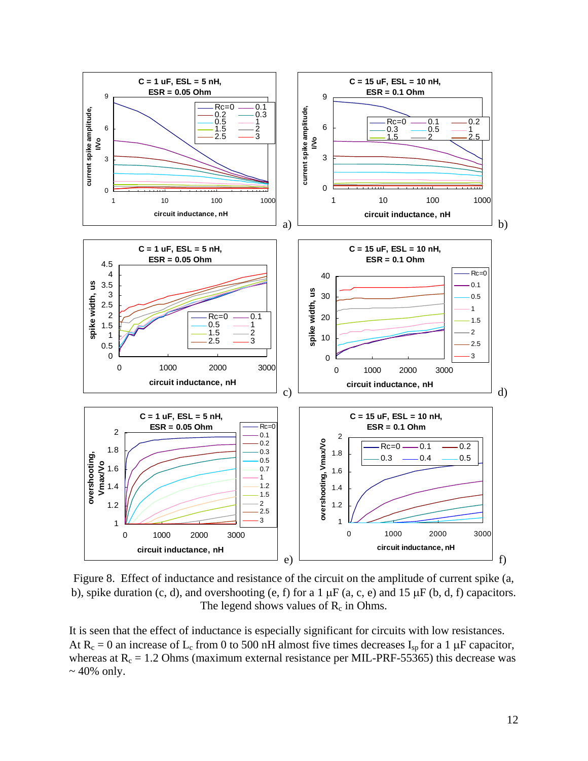Figure 8. Effect of inductance and resistance of the circuit on the amplitude of current spike (a, b), spike duration (c, d), and overshooting (e, f) for a 1 μF (a, c, e) and 15 μF (b, d, f) capacitors. The legend shows values of $R_c$ in Ohms.

It is seen that the effect of inductance is especially significant for circuits with low resistances. At $R_c = 0$ an increase of $L_c$ from 0 to 500 nH almost five times decreases $I_{sp}$ for a 1 μF capacitor, whereas at $R_c = 1.2$ Ohms (maximum external resistance per MIL-PRF-55365) this decrease was ~ 40% only.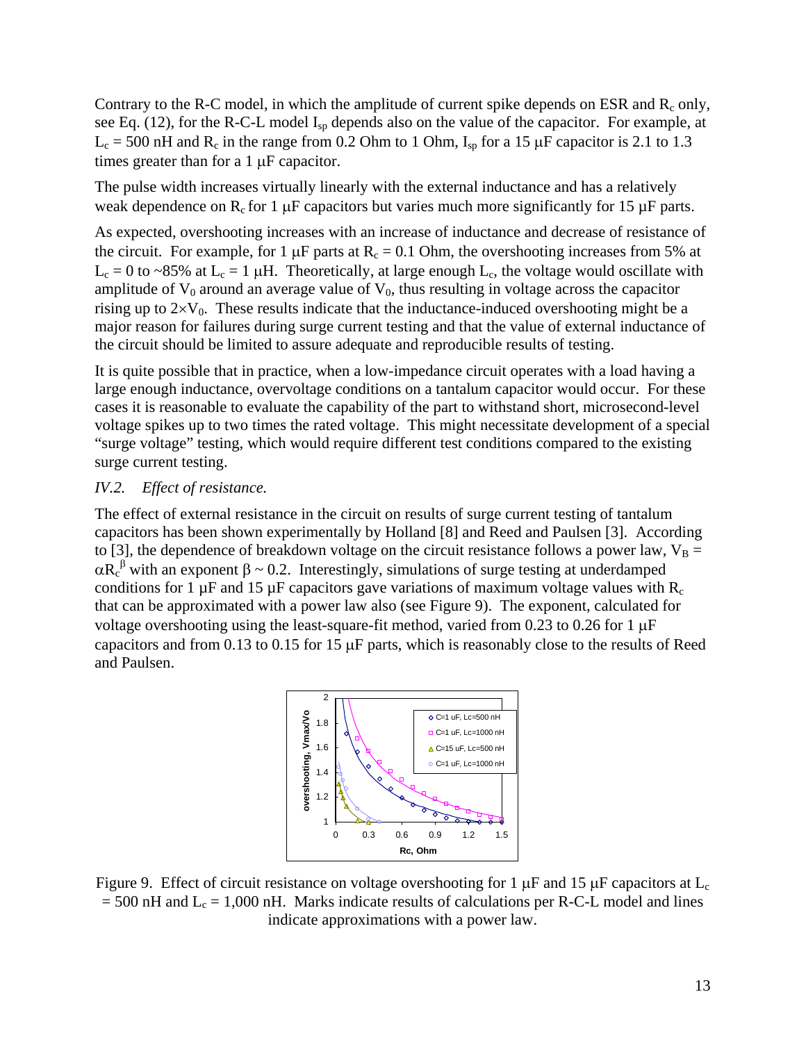Contrary to the R-C model, in which the amplitude of current spike depends on ESR and $R_c$ only, see Eq. (12), for the R-C-L model $I_{sp}$ depends also on the value of the capacitor. For example, at $L_c = 500$ nH and $R_c$ in the range from 0.2 Ohm to 1 Ohm, $I_{sp}$ for a 15 μF capacitor is 2.1 to 1.3 times greater than for a 1 μF capacitor.

The pulse width increases virtually linearly with the external inductance and has a relatively weak dependence on $R_c$ for 1 μF capacitors but varies much more significantly for 15 μF parts.

As expected, overshooting increases with an increase of inductance and decrease of resistance of the circuit. For example, for 1 μF parts at $R_c = 0.1$ Ohm, the overshooting increases from 5% at $L_c = 0$ to ~85% at $L_c = 1$ μH. Theoretically, at large enough $L_c$, the voltage would oscillate with amplitude of $V_0$ around an average value of $V_0$, thus resulting in voltage across the capacitor rising up to $2 \times V_0$. These results indicate that the inductance-induced overshooting might be a major reason for failures during surge current testing and that the value of external inductance of the circuit should be limited to assure adequate and reproducible results of testing.

It is quite possible that in practice, when a low-impedance circuit operates with a load having a large enough inductance, overvoltage conditions on a tantalum capacitor would occur. For these cases it is reasonable to evaluate the capability of the part to withstand short, microsecond-level voltage spikes up to two times the rated voltage. This might necessitate development of a special "surge voltage" testing, which would require different test conditions compared to the existing surge current testing.

*IV.2. Effect of resistance.*

The effect of external resistance in the circuit on results of surge current testing of tantalum capacitors has been shown experimentally by Holland [8] and Reed and Paulsen [3]. According to [3], the dependence of breakdown voltage on the circuit resistance follows a power law, $V_B = \alpha R_c^{\beta}$ with an exponent $\beta \sim 0.2$. Interestingly, simulations of surge testing at underdamped conditions for 1 μF and 15 μF capacitors gave variations of maximum voltage values with $R_c$ that can be approximated with a power law also (see Figure 9). The exponent, calculated for voltage overshooting using the least-square-fit method, varied from 0.23 to 0.26 for 1 μF capacitors and from 0.13 to 0.15 for 15 μF parts, which is reasonably close to the results of Reed and Paulsen.

Figure 9. Effect of circuit resistance on voltage overshooting for 1 μF and 15 μF capacitors at $L_c = 500$ nH and $L_c = 1{,}000$ nH. Marks indicate results of calculations per R-C-L model and lines indicate approximations with a power law.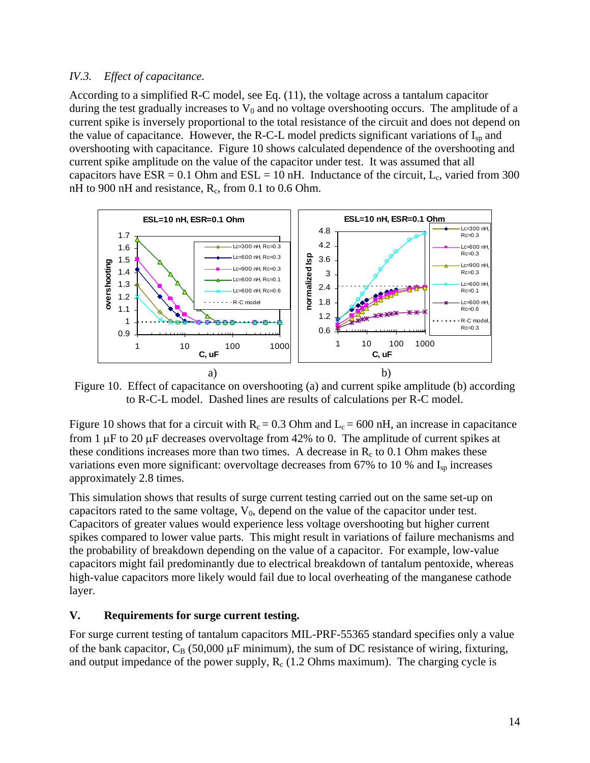### *IV.3. Effect of capacitance.*

According to a simplified R-C model, see Eq. (11), the voltage across a tantalum capacitor during the test gradually increases to $V_0$ and no voltage overshooting occurs. The amplitude of a current spike is inversely proportional to the total resistance of the circuit and does not depend on the value of capacitance. However, the R-C-L model predicts significant variations of $I_{sp}$ and overshooting with capacitance. Figure 10 shows calculated dependence of the overshooting and current spike amplitude on the value of the capacitor under test. It was assumed that all capacitors have ESR = 0.1 Ohm and ESL = 10 nH. Inductance of the circuit, $L_c$, varied from 300 nH to 900 nH and resistance, $R_c$, from 0.1 to 0.6 Ohm.

a) b)

Figure 10. Effect of capacitance on overshooting (a) and current spike amplitude (b) according to R-C-L model. Dashed lines are results of calculations per R-C model.

Figure 10 shows that for a circuit with $R_c = 0.3$ Ohm and $L_c = 600$ nH, an increase in capacitance from 1 μF to 20 μF decreases overvoltage from 42% to 0. The amplitude of current spikes at these conditions increases more than two times. A decrease in $R_c$ to 0.1 Ohm makes these variations even more significant: overvoltage decreases from 67% to 10 % and $I_{sp}$ increases approximately 2.8 times.

This simulation shows that results of surge current testing carried out on the same set-up on capacitors rated to the same voltage, $V_0$, depend on the value of the capacitor under test. Capacitors of greater values would experience less voltage overshooting but higher current spikes compared to lower value parts. This might result in variations of failure mechanisms and the probability of breakdown depending on the value of a capacitor. For example, low-value capacitors might fail predominantly due to electrical breakdown of tantalum pentoxide, whereas high-value capacitors more likely would fail due to local overheating of the manganese cathode layer.

## V. Requirements for surge current testing.

For surge current testing of tantalum capacitors MIL-PRF-55365 standard specifies only a value of the bank capacitor, $C_B$ (50,000 μF minimum), the sum of DC resistance of wiring, fixturing, and output impedance of the power supply, $R_c$ (1.2 Ohms maximum). The charging cycle is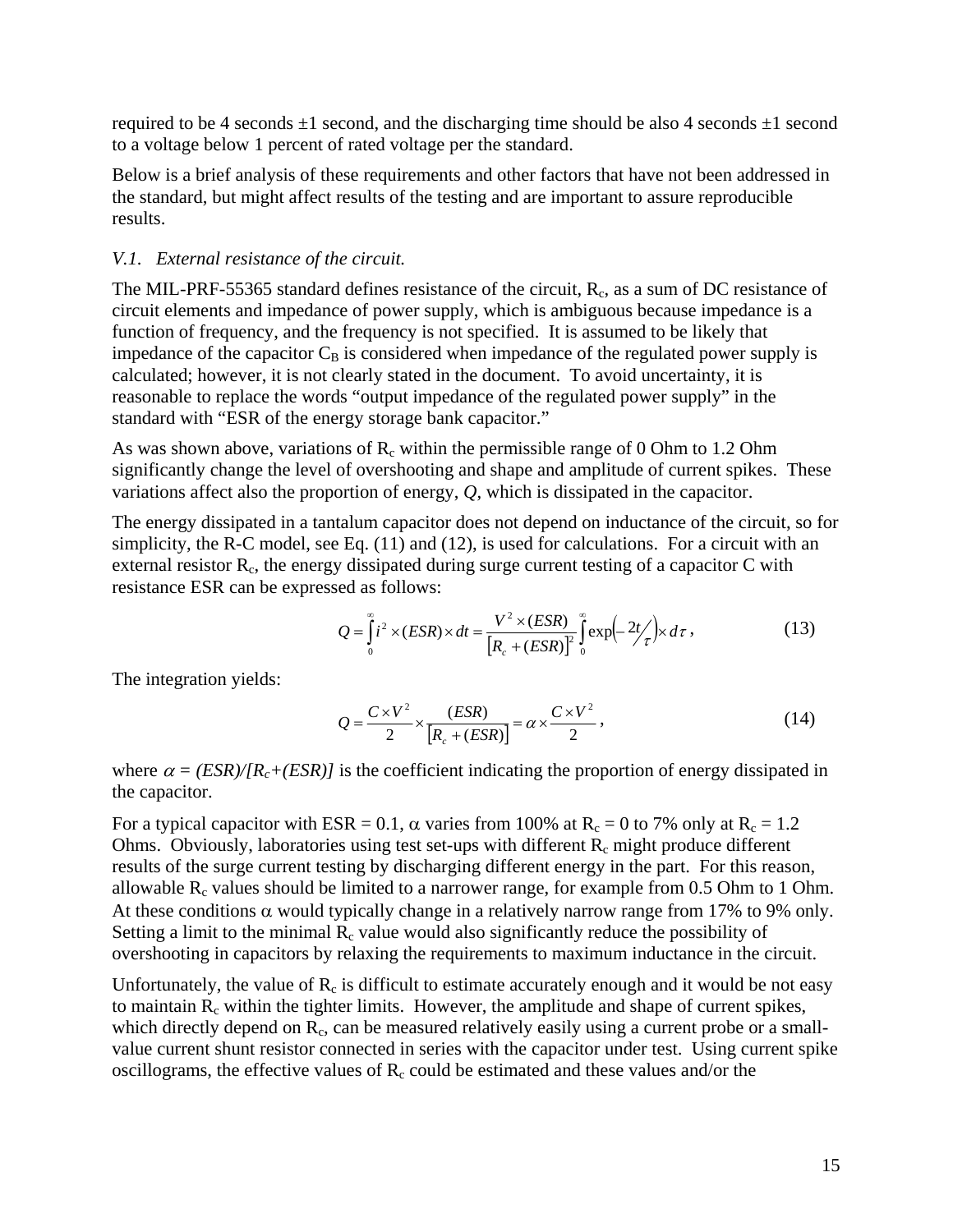required to be 4 seconds ±1 second, and the discharging time should be also 4 seconds ±1 second to a voltage below 1 percent of rated voltage per the standard.

Below is a brief analysis of these requirements and other factors that have not been addressed in the standard, but might affect results of the testing and are important to assure reproducible results.

### *V.1. External resistance of the circuit.*

The MIL-PRF-55365 standard defines resistance of the circuit, $R_c$, as a sum of DC resistance of circuit elements and impedance of power supply, which is ambiguous because impedance is a function of frequency, and the frequency is not specified. It is assumed to be likely that impedance of the capacitor $C_B$ is considered when impedance of the regulated power supply is calculated; however, it is not clearly stated in the document. To avoid uncertainty, it is reasonable to replace the words "output impedance of the regulated power supply" in the standard with "ESR of the energy storage bank capacitor."

As was shown above, variations of $R_c$ within the permissible range of 0 Ohm to 1.2 Ohm significantly change the level of overshooting and shape and amplitude of current spikes. These variations affect also the proportion of energy, *Q*, which is dissipated in the capacitor.

The energy dissipated in a tantalum capacitor does not depend on inductance of the circuit, so for simplicity, the R-C model, see Eq. (11) and (12), is used for calculations. For a circuit with an external resistor $R_c$, the energy dissipated during surge current testing of a capacitor C with resistance ESR can be expressed as follows:

$$Q = \int_0^\infty i^2 \times (ESR) \times dt = \frac{V^2 \times (ESR)}{\left[R_c + (ESR)\right]^2} \int_0^\infty \exp\left(-2t/\tau\right) \times d\tau \, , \tag{13}$$

The integration yields:

$$Q = \frac{C \times V^2}{2} \times \frac{(ESR)}{\left[R_c + (ESR)\right]} = \alpha \times \frac{C \times V^2}{2} \, , \tag{14}$$

where $\alpha = (ESR)/[R_c+(ESR)]$ is the coefficient indicating the proportion of energy dissipated in the capacitor.

For a typical capacitor with ESR = 0.1, $\alpha$ varies from 100% at $R_c$ = 0 to 7% only at $R_c$ = 1.2 Ohms. Obviously, laboratories using test set-ups with different $R_c$ might produce different results of the surge current testing by discharging different energy in the part. For this reason, allowable $R_c$ values should be limited to a narrower range, for example from 0.5 Ohm to 1 Ohm. At these conditions $\alpha$ would typically change in a relatively narrow range from 17% to 9% only. Setting a limit to the minimal $R_c$ value would also significantly reduce the possibility of overshooting in capacitors by relaxing the requirements to maximum inductance in the circuit.

Unfortunately, the value of $R_c$ is difficult to estimate accurately enough and it would be not easy to maintain $R_c$ within the tighter limits. However, the amplitude and shape of current spikes, which directly depend on $R_c$, can be measured relatively easily using a current probe or a small-value current shunt resistor connected in series with the capacitor under test. Using current spike oscillograms, the effective values of $R_c$ could be estimated and these values and/or the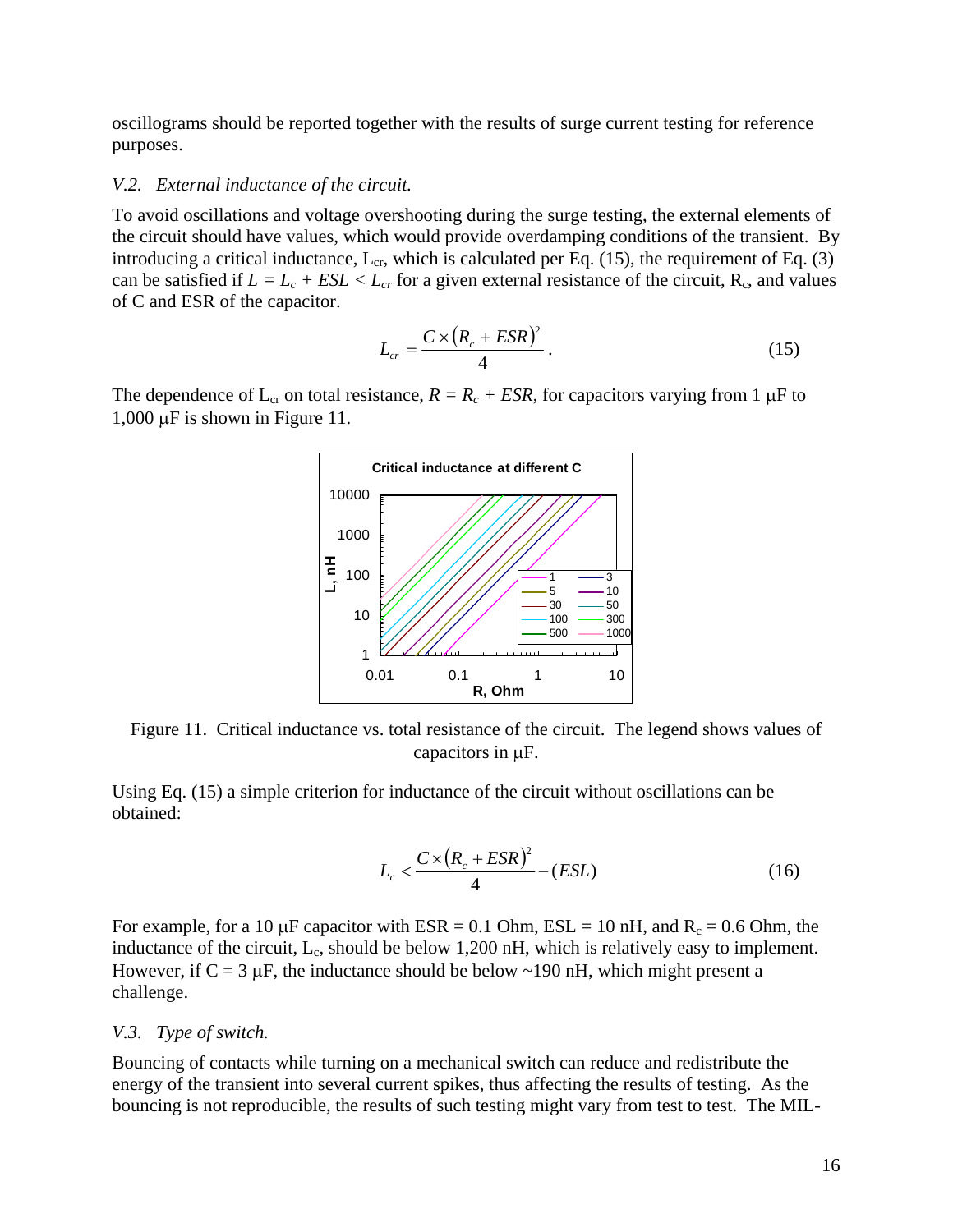oscillograms should be reported together with the results of surge current testing for reference purposes.

### *V.2. External inductance of the circuit.*

To avoid oscillations and voltage overshooting during the surge testing, the external elements of the circuit should have values, which would provide overdamping conditions of the transient. By introducing a critical inductance, $L_{cr}$, which is calculated per Eq. (15), the requirement of Eq. (3) can be satisfied if $L = L_c + ESL < L_{cr}$ for a given external resistance of the circuit, $R_c$, and values of C and ESR of the capacitor.

$$L_{cr} = \frac{C \times (R_c + ESR)^2}{4}. \tag{15}$$

The dependence of $L_{cr}$ on total resistance, $R = R_c + ESR$, for capacitors varying from 1 μF to 1,000 μF is shown in Figure 11.

Figure 11. Critical inductance vs. total resistance of the circuit. The legend shows values of capacitors in μF.

Using Eq. (15) a simple criterion for inductance of the circuit without oscillations can be obtained:

$$L_c < \frac{C \times (R_c + ESR)^2}{4} - (ESL) \tag{16}$$

For example, for a 10 μF capacitor with ESR = 0.1 Ohm, ESL = 10 nH, and $R_c$ = 0.6 Ohm, the inductance of the circuit, $L_c$, should be below 1,200 nH, which is relatively easy to implement. However, if C = 3 μF, the inductance should be below ~190 nH, which might present a challenge.

### *V.3. Type of switch.*

Bouncing of contacts while turning on a mechanical switch can reduce and redistribute the energy of the transient into several current spikes, thus affecting the results of testing. As the bouncing is not reproducible, the results of such testing might vary from test to test. The MIL-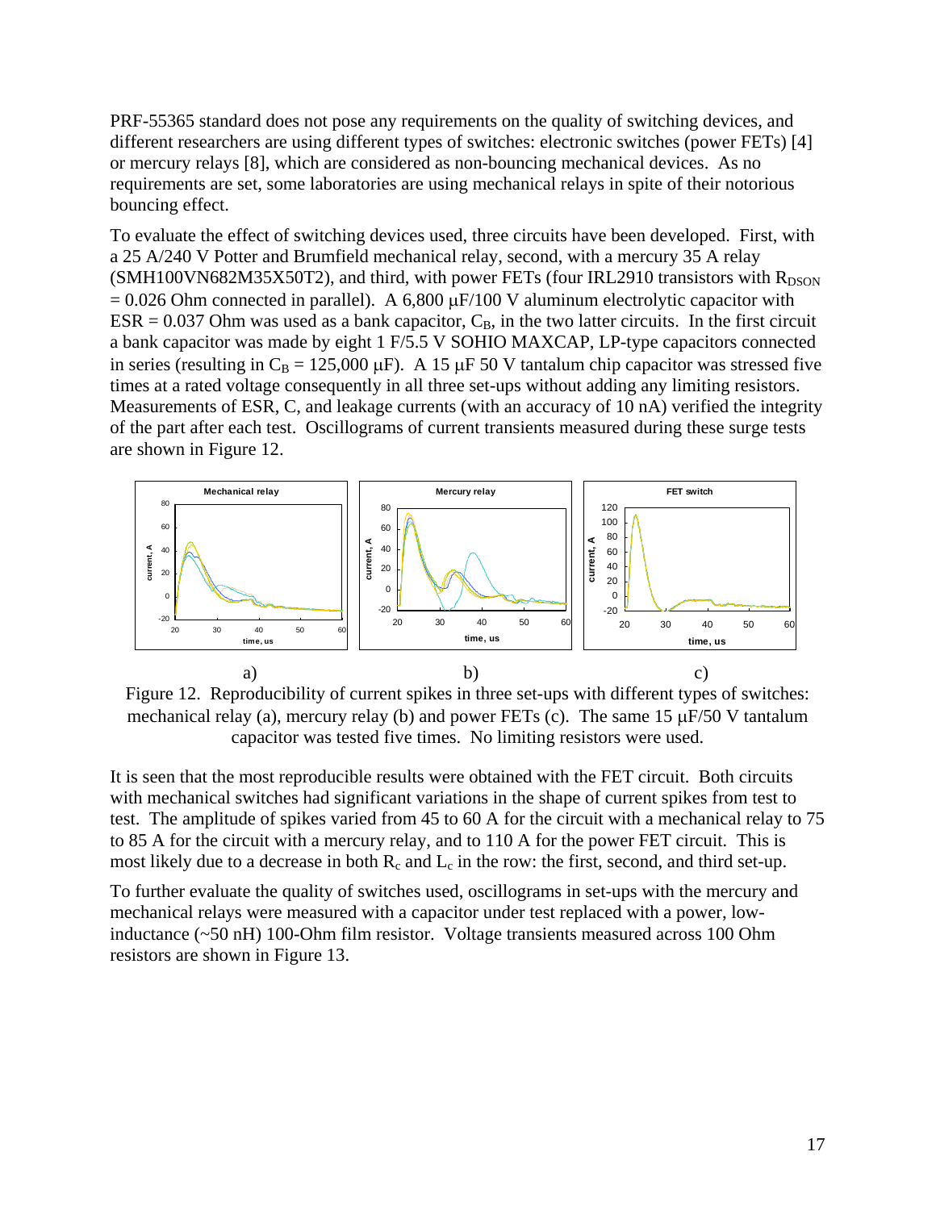PRF-55365 standard does not pose any requirements on the quality of switching devices, and different researchers are using different types of switches: electronic switches (power FETs) [4] or mercury relays [8], which are considered as non-bouncing mechanical devices. As no requirements are set, some laboratories are using mechanical relays in spite of their notorious bouncing effect.

To evaluate the effect of switching devices used, three circuits have been developed. First, with a 25 A/240 V Potter and Brumfield mechanical relay, second, with a mercury 35 A relay (SMH100VN682M35X50T2), and third, with power FETs (four IRL2910 transistors with $R_{DSON}$ = 0.026 Ohm connected in parallel). A 6,800 μF/100 V aluminum electrolytic capacitor with ESR = 0.037 Ohm was used as a bank capacitor, $C_B$, in the two latter circuits. In the first circuit a bank capacitor was made by eight 1 F/5.5 V SOHIO MAXCAP, LP-type capacitors connected in series (resulting in $C_B$ = 125,000 μF). A 15 μF 50 V tantalum chip capacitor was stressed five times at a rated voltage consequently in all three set-ups without adding any limiting resistors. Measurements of ESR, C, and leakage currents (with an accuracy of 10 nA) verified the integrity of the part after each test. Oscillograms of current transients measured during these surge tests are shown in Figure 12.

a) b) c)

Figure 12. Reproducibility of current spikes in three set-ups with different types of switches: mechanical relay (a), mercury relay (b) and power FETs (c). The same 15 μF/50 V tantalum capacitor was tested five times. No limiting resistors were used.

It is seen that the most reproducible results were obtained with the FET circuit. Both circuits with mechanical switches had significant variations in the shape of current spikes from test to test. The amplitude of spikes varied from 45 to 60 A for the circuit with a mechanical relay to 75 to 85 A for the circuit with a mercury relay, and to 110 A for the power FET circuit. This is most likely due to a decrease in both $R_c$ and $L_c$ in the row: the first, second, and third set-up.

To further evaluate the quality of switches used, oscillograms in set-ups with the mercury and mechanical relays were measured with a capacitor under test replaced with a power, low-inductance (~50 nH) 100-Ohm film resistor. Voltage transients measured across 100 Ohm resistors are shown in Figure 13.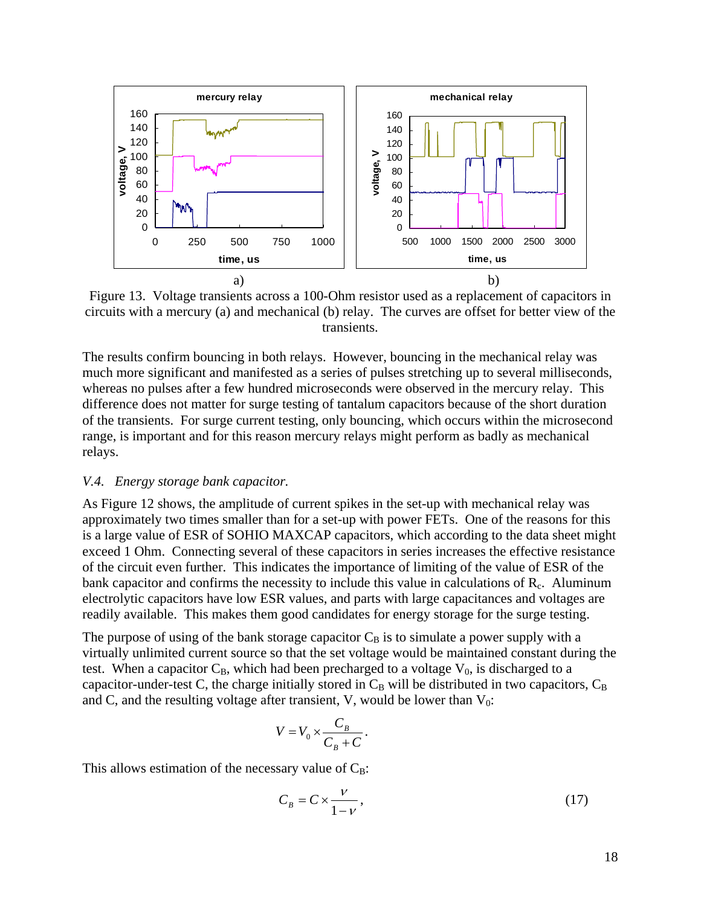Figure 13. Voltage transients across a 100-Ohm resistor used as a replacement of capacitors in circuits with a mercury (a) and mechanical (b) relay. The curves are offset for better view of the transients.

The results confirm bouncing in both relays. However, bouncing in the mechanical relay was much more significant and manifested as a series of pulses stretching up to several milliseconds, whereas no pulses after a few hundred microseconds were observed in the mercury relay. This difference does not matter for surge testing of tantalum capacitors because of the short duration of the transients. For surge current testing, only bouncing, which occurs within the microsecond range, is important and for this reason mercury relays might perform as badly as mechanical relays.

### *V.4. Energy storage bank capacitor.*

As Figure 12 shows, the amplitude of current spikes in the set-up with mechanical relay was approximately two times smaller than for a set-up with power FETs. One of the reasons for this is a large value of ESR of SOHIO MAXCAP capacitors, which according to the data sheet might exceed 1 Ohm. Connecting several of these capacitors in series increases the effective resistance of the circuit even further. This indicates the importance of limiting of the value of ESR of the bank capacitor and confirms the necessity to include this value in calculations of $R_c$. Aluminum electrolytic capacitors have low ESR values, and parts with large capacitances and voltages are readily available. This makes them good candidates for energy storage for the surge testing.

The purpose of using of the bank storage capacitor $C_B$ is to simulate a power supply with a virtually unlimited current source so that the set voltage would be maintained constant during the test. When a capacitor $C_B$, which had been precharged to a voltage $V_0$, is discharged to a capacitor-under-test C, the charge initially stored in $C_B$ will be distributed in two capacitors, $C_B$ and C, and the resulting voltage after transient, V, would be lower than $V_0$:

$$V = V_0 \times \frac{C_B}{C_B + C}.$$

This allows estimation of the necessary value of $C_B$:

$$C_B = C \times \frac{\nu}{1-\nu}, \tag{17}$$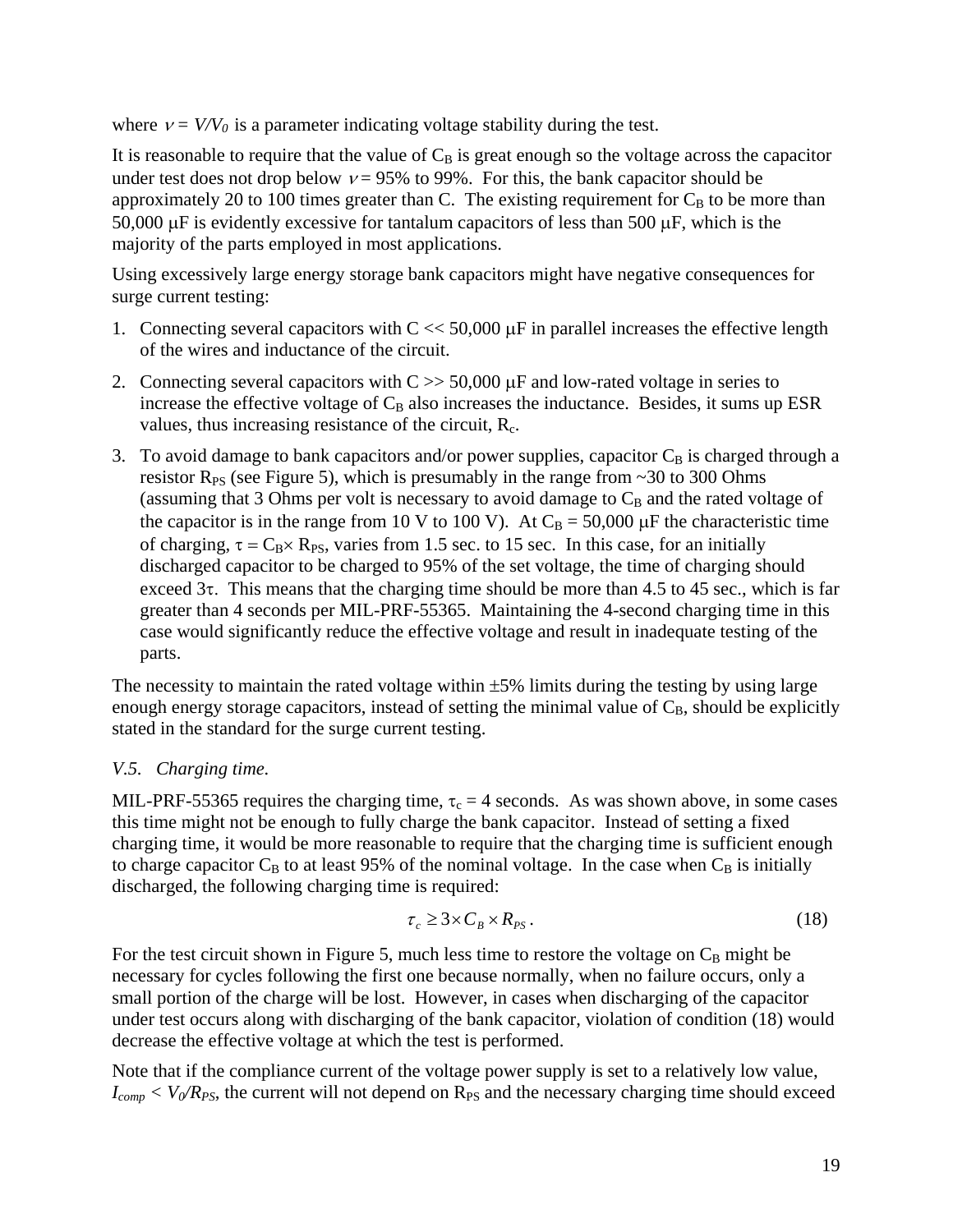where $\nu = V/V_0$ is a parameter indicating voltage stability during the test.

It is reasonable to require that the value of $C_B$ is great enough so the voltage across the capacitor under test does not drop below $\nu = 95\%$ to 99%. For this, the bank capacitor should be approximately 20 to 100 times greater than C. The existing requirement for $C_B$ to be more than 50,000 μF is evidently excessive for tantalum capacitors of less than 500 μF, which is the majority of the parts employed in most applications.

Using excessively large energy storage bank capacitors might have negative consequences for surge current testing:

1. Connecting several capacitors with C << 50,000 μF in parallel increases the effective length of the wires and inductance of the circuit.
2. Connecting several capacitors with C >> 50,000 μF and low-rated voltage in series to increase the effective voltage of $C_B$ also increases the inductance. Besides, it sums up ESR values, thus increasing resistance of the circuit, $R_c$.
3. To avoid damage to bank capacitors and/or power supplies, capacitor $C_B$ is charged through a resistor $R_{PS}$ (see Figure 5), which is presumably in the range from ~30 to 300 Ohms (assuming that 3 Ohms per volt is necessary to avoid damage to $C_B$ and the rated voltage of the capacitor is in the range from 10 V to 100 V). At $C_B$ = 50,000 μF the characteristic time of charging, $\tau = C_B \times R_{PS}$, varies from 1.5 sec. to 15 sec. In this case, for an initially discharged capacitor to be charged to 95% of the set voltage, the time of charging should exceed $3\tau$. This means that the charging time should be more than 4.5 to 45 sec., which is far greater than 4 seconds per MIL-PRF-55365. Maintaining the 4-second charging time in this case would significantly reduce the effective voltage and result in inadequate testing of the parts.

The necessity to maintain the rated voltage within ±5% limits during the testing by using large enough energy storage capacitors, instead of setting the minimal value of $C_B$, should be explicitly stated in the standard for the surge current testing.

*V.5. Charging time.*

MIL-PRF-55365 requires the charging time, $\tau_c$ = 4 seconds. As was shown above, in some cases this time might not be enough to fully charge the bank capacitor. Instead of setting a fixed charging time, it would be more reasonable to require that the charging time is sufficient enough to charge capacitor $C_B$ to at least 95% of the nominal voltage. In the case when $C_B$ is initially discharged, the following charging time is required:

$$\tau_c \geq 3 \times C_B \times R_{PS}. \tag{18}$$

For the test circuit shown in Figure 5, much less time to restore the voltage on $C_B$ might be necessary for cycles following the first one because normally, when no failure occurs, only a small portion of the charge will be lost. However, in cases when discharging of the capacitor under test occurs along with discharging of the bank capacitor, violation of condition (18) would decrease the effective voltage at which the test is performed.

Note that if the compliance current of the voltage power supply is set to a relatively low value, $I_{comp} < V_0/R_{PS}$, the current will not depend on $R_{PS}$ and the necessary charging time should exceed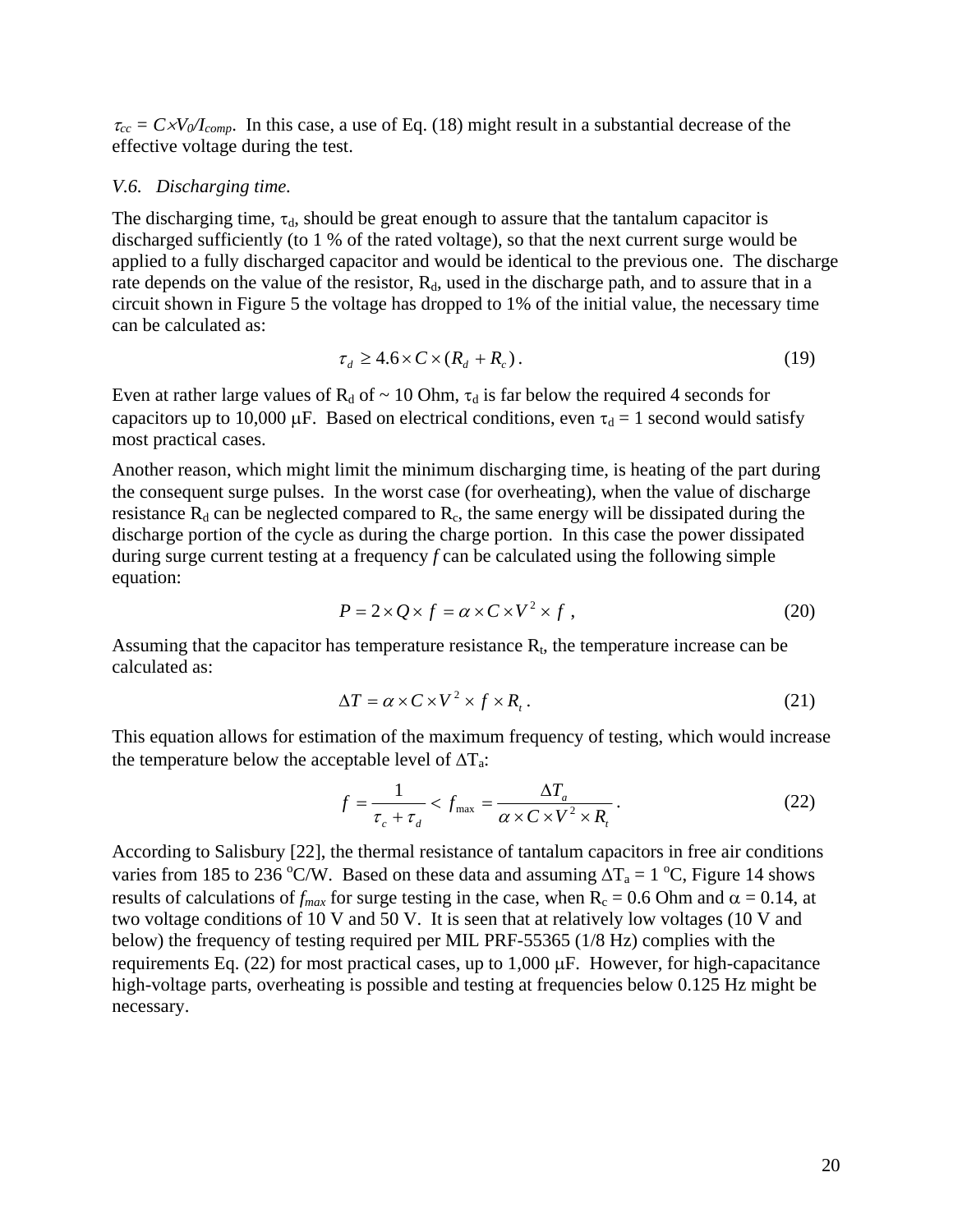$\tau_{cc} = C \times V_0 / I_{comp}$. In this case, a use of Eq. (18) might result in a substantial decrease of the effective voltage during the test.

*V.6. Discharging time.*

The discharging time, $\tau_d$, should be great enough to assure that the tantalum capacitor is discharged sufficiently (to 1 % of the rated voltage), so that the next current surge would be applied to a fully discharged capacitor and would be identical to the previous one. The discharge rate depends on the value of the resistor, $R_d$, used in the discharge path, and to assure that in a circuit shown in Figure 5 the voltage has dropped to 1% of the initial value, the necessary time can be calculated as:

$$\tau_d \geq 4.6 \times C \times (R_d + R_c)\,. \tag{19}$$

Even at rather large values of $R_d$ of ~ 10 Ohm, $\tau_d$ is far below the required 4 seconds for capacitors up to 10,000 $\mu$F. Based on electrical conditions, even $\tau_d$ = 1 second would satisfy most practical cases.

Another reason, which might limit the minimum discharging time, is heating of the part during the consequent surge pulses. In the worst case (for overheating), when the value of discharge resistance $R_d$ can be neglected compared to $R_c$, the same energy will be dissipated during the discharge portion of the cycle as during the charge portion. In this case the power dissipated during surge current testing at a frequency $f$ can be calculated using the following simple equation:

$$P = 2 \times Q \times f = \alpha \times C \times V^2 \times f\ , \tag{20}$$

Assuming that the capacitor has temperature resistance $R_t$, the temperature increase can be calculated as:

$$\Delta T = \alpha \times C \times V^2 \times f \times R_t\,. \tag{21}$$

This equation allows for estimation of the maximum frequency of testing, which would increase the temperature below the acceptable level of $\Delta T_a$:

$$f = \frac{1}{\tau_c + \tau_d} < f_{max} = \frac{\Delta T_a}{\alpha \times C \times V^2 \times R_t}\,. \tag{22}$$

According to Salisbury [22], the thermal resistance of tantalum capacitors in free air conditions varies from 185 to 236 $^{o}$C/W. Based on these data and assuming $\Delta T_a$ = 1 $^{o}$C, Figure 14 shows results of calculations of $f_{max}$ for surge testing in the case, when $R_c$ = 0.6 Ohm and $\alpha$ = 0.14, at two voltage conditions of 10 V and 50 V. It is seen that at relatively low voltages (10 V and below) the frequency of testing required per MIL PRF-55365 (1/8 Hz) complies with the requirements Eq. (22) for most practical cases, up to 1,000 $\mu$F. However, for high-capacitance high-voltage parts, overheating is possible and testing at frequencies below 0.125 Hz might be necessary.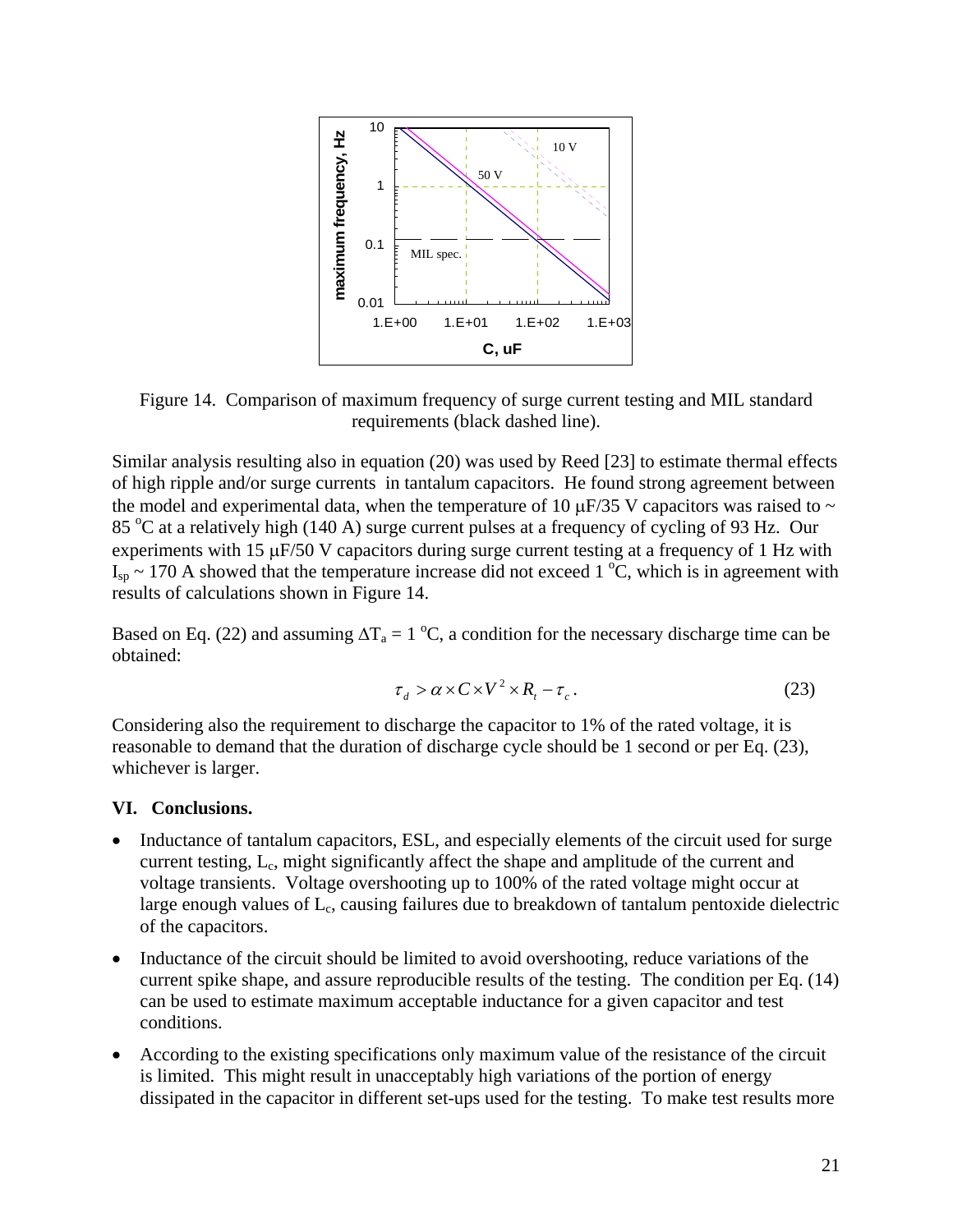Figure 14. Comparison of maximum frequency of surge current testing and MIL standard requirements (black dashed line).

Similar analysis resulting also in equation (20) was used by Reed [23] to estimate thermal effects of high ripple and/or surge currents in tantalum capacitors. He found strong agreement between the model and experimental data, when the temperature of 10 μF/35 V capacitors was raised to ~ 85 °C at a relatively high (140 A) surge current pulses at a frequency of cycling of 93 Hz. Our experiments with 15 μF/50 V capacitors during surge current testing at a frequency of 1 Hz with $I_{sp}$ ~ 170 A showed that the temperature increase did not exceed 1 °C, which is in agreement with results of calculations shown in Figure 14.

Based on Eq. (22) and assuming $\Delta T_a = 1$ °C, a condition for the necessary discharge time can be obtained:

$$\tau_d > \alpha \times C \times V^2 \times R_t - \tau_c . \tag{23}$$

Considering also the requirement to discharge the capacitor to 1% of the rated voltage, it is reasonable to demand that the duration of discharge cycle should be 1 second or per Eq. (23), whichever is larger.

### VI. Conclusions.

- Inductance of tantalum capacitors, ESL, and especially elements of the circuit used for surge current testing, $L_c$, might significantly affect the shape and amplitude of the current and voltage transients. Voltage overshooting up to 100% of the rated voltage might occur at large enough values of $L_c$, causing failures due to breakdown of tantalum pentoxide dielectric of the capacitors.
- Inductance of the circuit should be limited to avoid overshooting, reduce variations of the current spike shape, and assure reproducible results of the testing. The condition per Eq. (14) can be used to estimate maximum acceptable inductance for a given capacitor and test conditions.
- According to the existing specifications only maximum value of the resistance of the circuit is limited. This might result in unacceptably high variations of the portion of energy dissipated in the capacitor in different set-ups used for the testing. To make test results more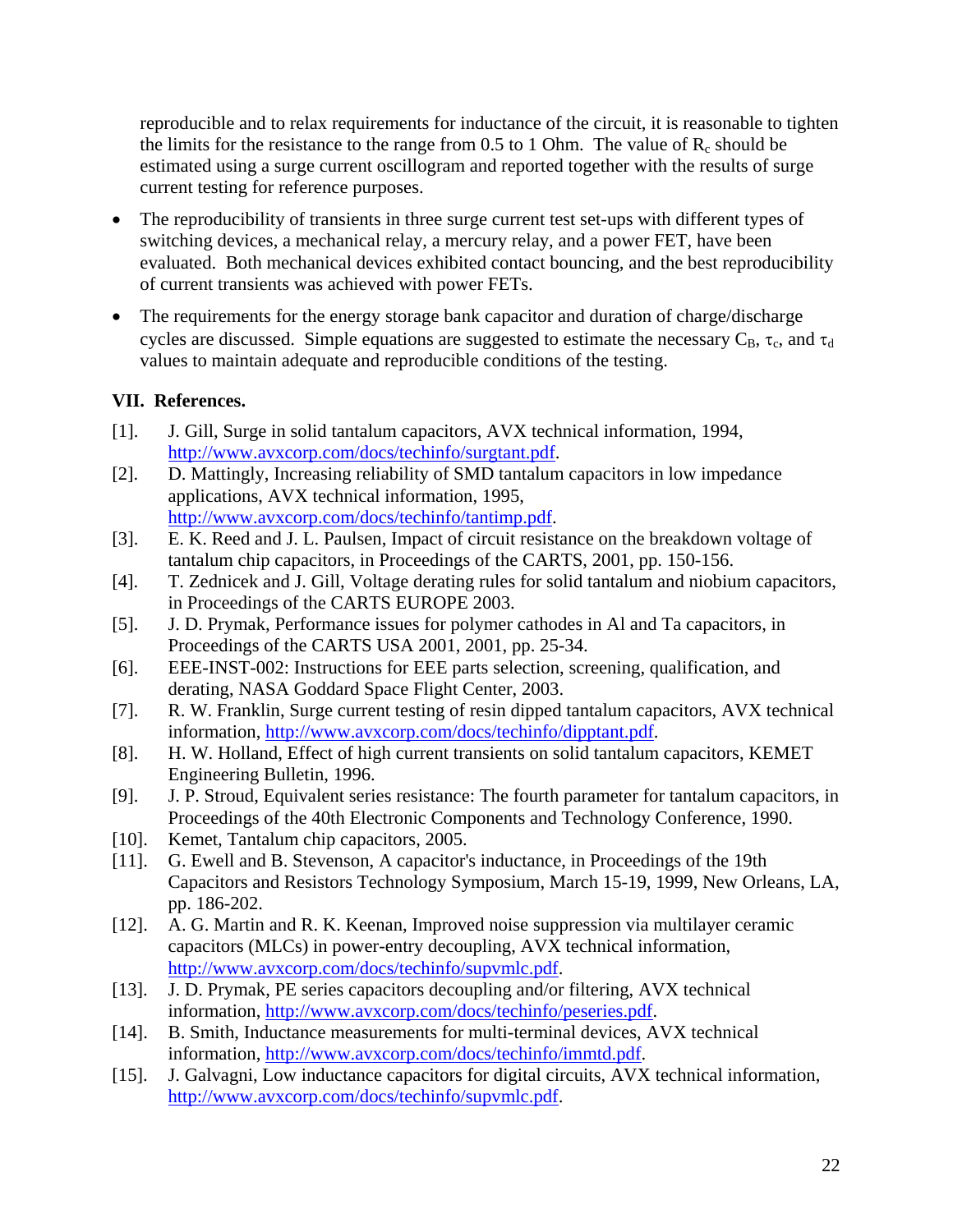reproducible and to relax requirements for inductance of the circuit, it is reasonable to tighten the limits for the resistance to the range from 0.5 to 1 Ohm. The value of $R_c$ should be estimated using a surge current oscillogram and reported together with the results of surge current testing for reference purposes.

- The reproducibility of transients in three surge current test set-ups with different types of switching devices, a mechanical relay, a mercury relay, and a power FET, have been evaluated. Both mechanical devices exhibited contact bouncing, and the best reproducibility of current transients was achieved with power FETs.
- The requirements for the energy storage bank capacitor and duration of charge/discharge cycles are discussed. Simple equations are suggested to estimate the necessary $C_B$, $\tau_c$, and $\tau_d$ values to maintain adequate and reproducible conditions of the testing.

## VII. References.

[1]. J. Gill, Surge in solid tantalum capacitors, AVX technical information, 1994, http://www.avxcorp.com/docs/techinfo/surgtant.pdf.

[2]. D. Mattingly, Increasing reliability of SMD tantalum capacitors in low impedance applications, AVX technical information, 1995, http://www.avxcorp.com/docs/techinfo/tantimp.pdf.

[3]. E. K. Reed and J. L. Paulsen, Impact of circuit resistance on the breakdown voltage of tantalum chip capacitors, in Proceedings of the CARTS, 2001, pp. 150-156.

[4]. T. Zednicek and J. Gill, Voltage derating rules for solid tantalum and niobium capacitors, in Proceedings of the CARTS EUROPE 2003.

[5]. J. D. Prymak, Performance issues for polymer cathodes in Al and Ta capacitors, in Proceedings of the CARTS USA 2001, 2001, pp. 25-34.

[6]. EEE-INST-002: Instructions for EEE parts selection, screening, qualification, and derating, NASA Goddard Space Flight Center, 2003.

[7]. R. W. Franklin, Surge current testing of resin dipped tantalum capacitors, AVX technical information, http://www.avxcorp.com/docs/techinfo/dipptant.pdf.

[8]. H. W. Holland, Effect of high current transients on solid tantalum capacitors, KEMET Engineering Bulletin, 1996.

[9]. J. P. Stroud, Equivalent series resistance: The fourth parameter for tantalum capacitors, in Proceedings of the 40th Electronic Components and Technology Conference, 1990.

[10]. Kemet, Tantalum chip capacitors, 2005.

[11]. G. Ewell and B. Stevenson, A capacitor's inductance, in Proceedings of the 19th Capacitors and Resistors Technology Symposium, March 15-19, 1999, New Orleans, LA, pp. 186-202.

[12]. A. G. Martin and R. K. Keenan, Improved noise suppression via multilayer ceramic capacitors (MLCs) in power-entry decoupling, AVX technical information, http://www.avxcorp.com/docs/techinfo/supvmlc.pdf.

[13]. J. D. Prymak, PE series capacitors decoupling and/or filtering, AVX technical information, http://www.avxcorp.com/docs/techinfo/peseries.pdf.

[14]. B. Smith, Inductance measurements for multi-terminal devices, AVX technical information, http://www.avxcorp.com/docs/techinfo/immtd.pdf.

[15]. J. Galvagni, Low inductance capacitors for digital circuits, AVX technical information, http://www.avxcorp.com/docs/techinfo/supvmlc.pdf.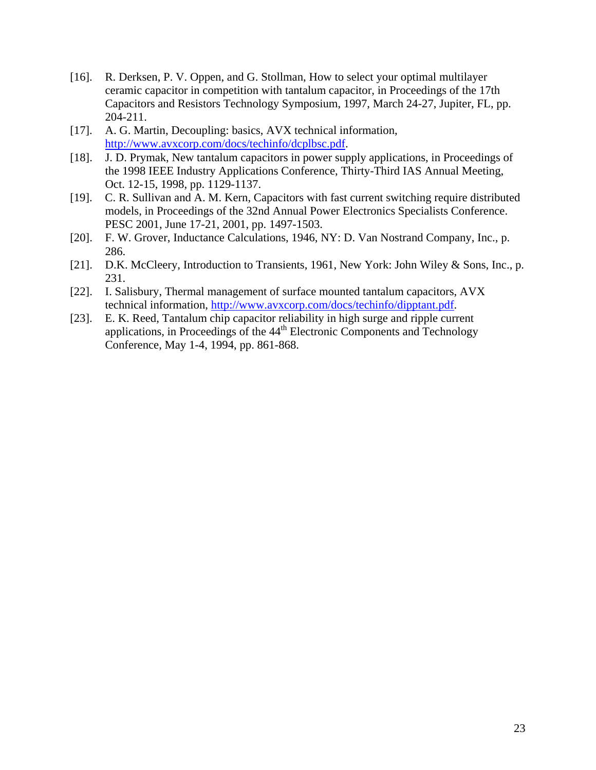[16]. R. Derksen, P. V. Oppen, and G. Stollman, How to select your optimal multilayer ceramic capacitor in competition with tantalum capacitor, in Proceedings of the 17th Capacitors and Resistors Technology Symposium, 1997, March 24-27, Jupiter, FL, pp. 204-211.

[17]. A. G. Martin, Decoupling: basics, AVX technical information, http://www.avxcorp.com/docs/techinfo/dcplbsc.pdf.

[18]. J. D. Prymak, New tantalum capacitors in power supply applications, in Proceedings of the 1998 IEEE Industry Applications Conference, Thirty-Third IAS Annual Meeting, Oct. 12-15, 1998, pp. 1129-1137.

[19]. C. R. Sullivan and A. M. Kern, Capacitors with fast current switching require distributed models, in Proceedings of the 32nd Annual Power Electronics Specialists Conference. PESC 2001, June 17-21, 2001, pp. 1497-1503.

[20]. F. W. Grover, Inductance Calculations, 1946, NY: D. Van Nostrand Company, Inc., p. 286.

[21]. D.K. McCleery, Introduction to Transients, 1961, New York: John Wiley & Sons, Inc., p. 231.

[22]. I. Salisbury, Thermal management of surface mounted tantalum capacitors, AVX technical information, http://www.avxcorp.com/docs/techinfo/dipptant.pdf.

[23]. E. K. Reed, Tantalum chip capacitor reliability in high surge and ripple current applications, in Proceedings of the 44th Electronic Components and Technology Conference, May 1-4, 1994, pp. 861-868.